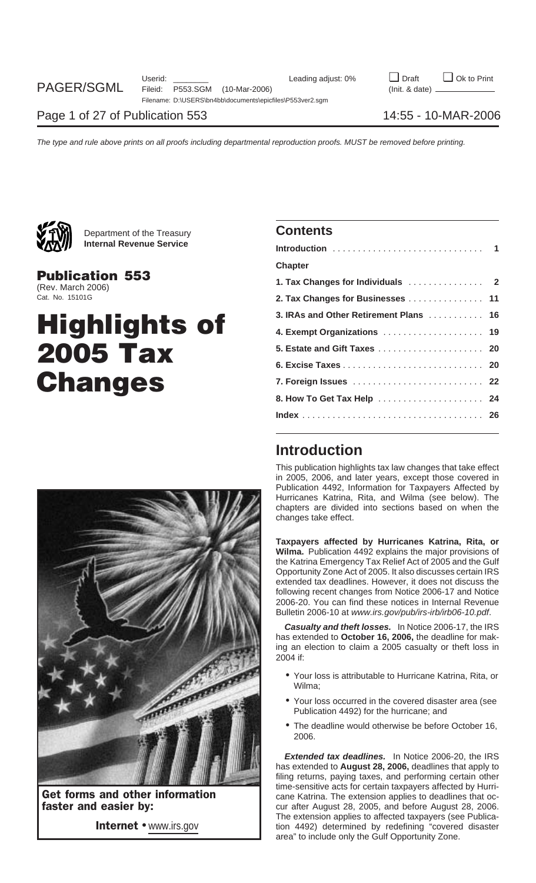Department of the Treasury
**Internal Revenue Service**

**Publication 553**
(Rev. March 2006)
Cat. No. 15101G

# Highlights of 2005 Tax Changes

**Get forms and other information faster and easier by:**

**Internet** • www.irs.gov

## Contents

| | |
|---|---|
| **Introduction** | 1 |
| **Chapter** | |
| **1. Tax Changes for Individuals** | 2 |
| **2. Tax Changes for Businesses** | 11 |
| **3. IRAs and Other Retirement Plans** | 16 |
| **4. Exempt Organizations** | 19 |
| **5. Estate and Gift Taxes** | 20 |
| **6. Excise Taxes** | 20 |
| **7. Foreign Issues** | 22 |
| **8. How To Get Tax Help** | 24 |
| **Index** | 26 |

## Introduction

This publication highlights tax law changes that take effect in 2005, 2006, and later years, except those covered in Publication 4492, Information for Taxpayers Affected by Hurricanes Katrina, Rita, and Wilma (see below). The chapters are divided into sections based on when the changes take effect.

**Taxpayers affected by Hurricanes Katrina, Rita, or Wilma.** Publication 4492 explains the major provisions of the Katrina Emergency Tax Relief Act of 2005 and the Gulf Opportunity Zone Act of 2005. It also discusses certain IRS extended tax deadlines. However, it does not discuss the following recent changes from Notice 2006-17 and Notice 2006-20. You can find these notices in Internal Revenue Bulletin 2006-10 at *www.irs.gov/pub/irs-irb/irb06-10.pdf*.

***Casualty and theft losses.*** In Notice 2006-17, the IRS has extended to **October 16, 2006,** the deadline for making an election to claim a 2005 casualty or theft loss in 2004 if:

- Your loss is attributable to Hurricane Katrina, Rita, or Wilma;
- Your loss occurred in the covered disaster area (see Publication 4492) for the hurricane; and
- The deadline would otherwise be before October 16, 2006.

***Extended tax deadlines.*** In Notice 2006-20, the IRS has extended to **August 28, 2006,** deadlines that apply to filing returns, paying taxes, and performing certain other time-sensitive acts for certain taxpayers affected by Hurricane Katrina. The extension applies to deadlines that occur after August 28, 2005, and before August 28, 2006. The extension applies to affected taxpayers (see Publication 4492) determined by redefining "covered disaster area" to include only the Gulf Opportunity Zone.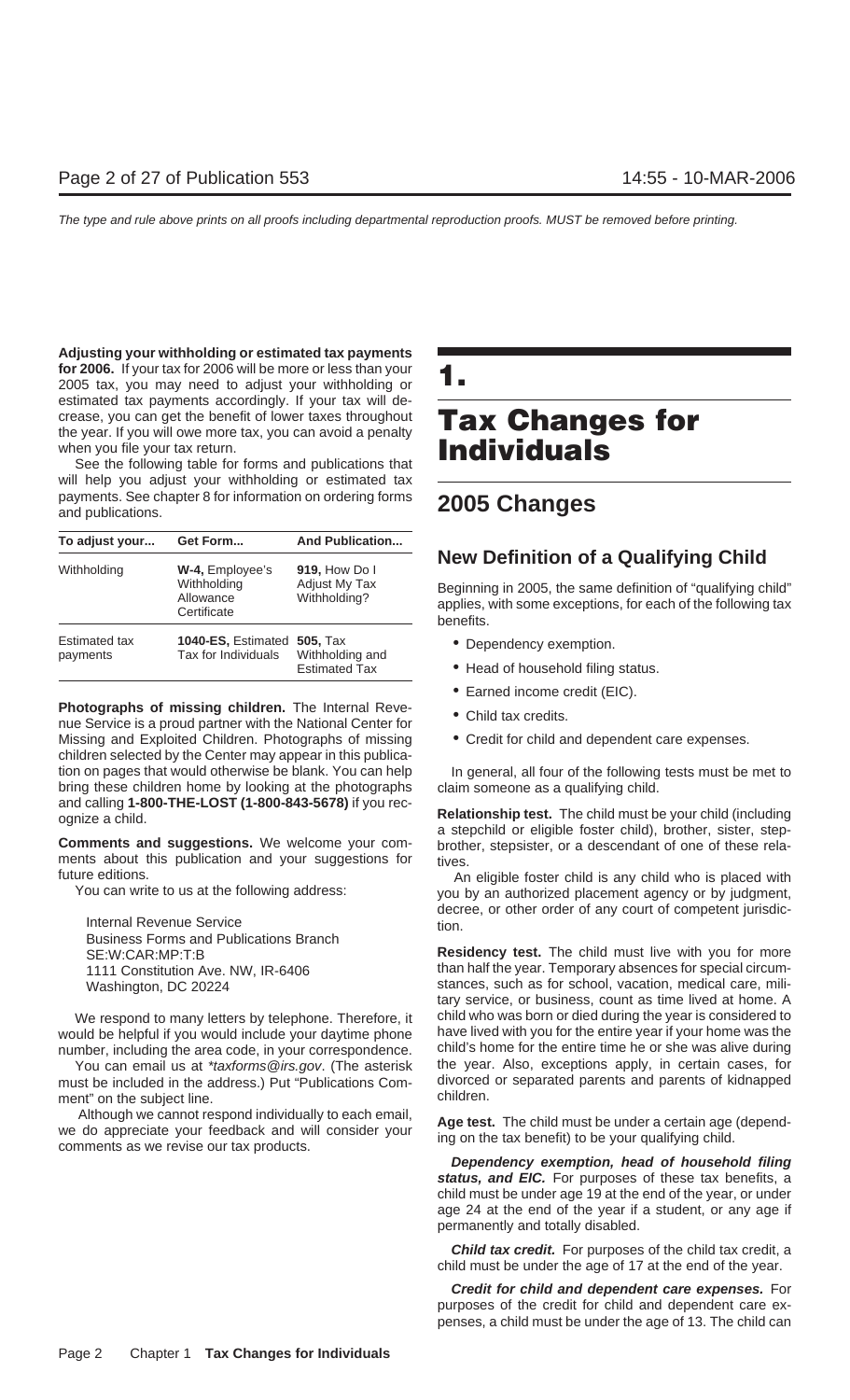**Adjusting your withholding or estimated tax payments for 2006.** If your tax for 2006 will be more or less than your 2005 tax, you may need to adjust your withholding or estimated tax payments accordingly. If your tax will decrease, you can get the benefit of lower taxes throughout the year. If you will owe more tax, you can avoid a penalty when you file your tax return.

See the following table for forms and publications that will help you adjust your withholding or estimated tax payments. See chapter 8 for information on ordering forms and publications.

| To adjust your... | Get Form... | And Publication... |
|---|---|---|
| Withholding | **W-4,** Employee's Withholding Allowance Certificate | **919,** How Do I Adjust My Tax Withholding? |
| Estimated tax payments | **1040-ES,** Estimated Tax for Individuals | **505,** Tax Withholding and Estimated Tax |

**Photographs of missing children.** The Internal Revenue Service is a proud partner with the National Center for Missing and Exploited Children. Photographs of missing children selected by the Center may appear in this publication on pages that would otherwise be blank. You can help bring these children home by looking at the photographs and calling **1-800-THE-LOST (1-800-843-5678)** if you recognize a child.

**Comments and suggestions.** We welcome your comments about this publication and your suggestions for future editions.

You can write to us at the following address:

Internal Revenue Service
Business Forms and Publications Branch
SE:W:CAR:MP:T:B
1111 Constitution Ave. NW, IR-6406
Washington, DC 20224

We respond to many letters by telephone. Therefore, it would be helpful if you would include your daytime phone number, including the area code, in your correspondence.

You can email us at *taxforms@irs.gov*. (The asterisk must be included in the address.) Put "Publications Comment" on the subject line.

Although we cannot respond individually to each email, we do appreciate your feedback and will consider your comments as we revise our tax products.

# 1. Tax Changes for Individuals

## 2005 Changes

### New Definition of a Qualifying Child

Beginning in 2005, the same definition of "qualifying child" applies, with some exceptions, for each of the following tax benefits.

- Dependency exemption.
- Head of household filing status.
- Earned income credit (EIC).
- Child tax credits.
- Credit for child and dependent care expenses.

In general, all four of the following tests must be met to claim someone as a qualifying child.

**Relationship test.** The child must be your child (including a stepchild or eligible foster child), brother, sister, stepbrother, stepsister, or a descendant of one of these relatives.

An eligible foster child is any child who is placed with you by an authorized placement agency or by judgment, decree, or other order of any court of competent jurisdiction.

**Residency test.** The child must live with you for more than half the year. Temporary absences for special circumstances, such as for school, vacation, medical care, military service, or business, count as time lived at home. A child who was born or died during the year is considered to have lived with you for the entire year if your home was the child's home for the entire time he or she was alive during the year. Also, exceptions apply, in certain cases, for divorced or separated parents and parents of kidnapped children.

**Age test.** The child must be under a certain age (depending on the tax benefit) to be your qualifying child.

***Dependency exemption, head of household filing status, and EIC.*** For purposes of these tax benefits, a child must be under age 19 at the end of the year, or under age 24 at the end of the year if a student, or any age if permanently and totally disabled.

***Child tax credit.*** For purposes of the child tax credit, a child must be under the age of 17 at the end of the year.

***Credit for child and dependent care expenses.*** For purposes of the credit for child and dependent care expenses, a child must be under the age of 13. The child can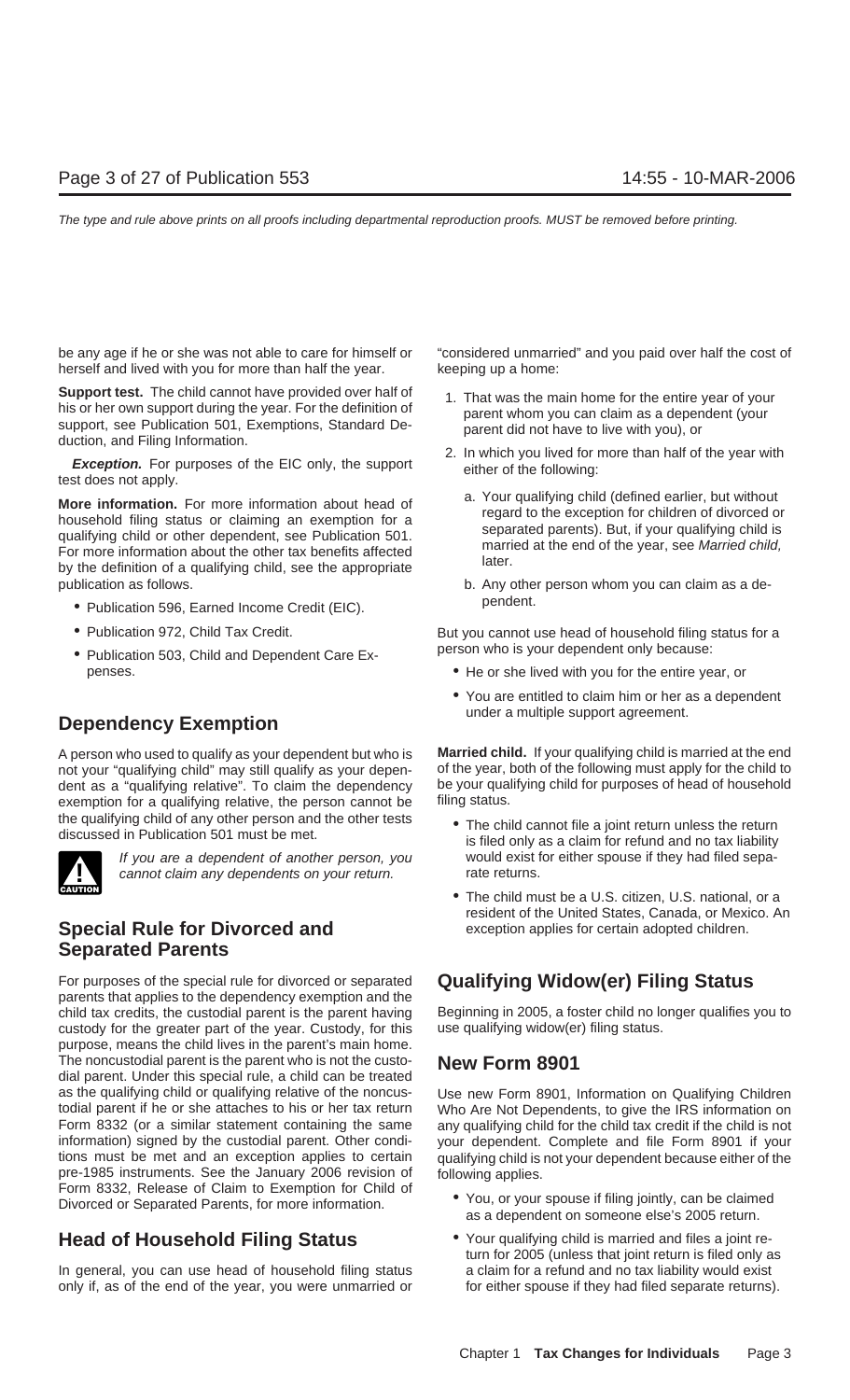be any age if he or she was not able to care for himself or herself and lived with you for more than half the year.

**Support test.** The child cannot have provided over half of his or her own support during the year. For the definition of support, see Publication 501, Exemptions, Standard Deduction, and Filing Information.

***Exception.*** For purposes of the EIC only, the support test does not apply.

**More information.** For more information about head of household filing status or claiming an exemption for a qualifying child or other dependent, see Publication 501. For more information about the other tax benefits affected by the definition of a qualifying child, see the appropriate publication as follows.

- Publication 596, Earned Income Credit (EIC).
- Publication 972, Child Tax Credit.
- Publication 503, Child and Dependent Care Expenses.

## Dependency Exemption

A person who used to qualify as your dependent but who is not your "qualifying child" may still qualify as your dependent as a "qualifying relative". To claim the dependency exemption for a qualifying relative, the person cannot be the qualifying child of any other person and the other tests discussed in Publication 501 must be met.

CAUTION: *If you are a dependent of another person, you cannot claim any dependents on your return.*

## Special Rule for Divorced and Separated Parents

For purposes of the special rule for divorced or separated parents that applies to the dependency exemption and the child tax credits, the custodial parent is the parent having custody for the greater part of the year. Custody, for this purpose, means the child lives in the parent's main home. The noncustodial parent is the parent who is not the custodial parent. Under this special rule, a child can be treated as the qualifying child or qualifying relative of the noncustodial parent if he or she attaches to his or her tax return Form 8332 (or a similar statement containing the same information) signed by the custodial parent. Other conditions must be met and an exception applies to certain pre-1985 instruments. See the January 2006 revision of Form 8332, Release of Claim to Exemption for Child of Divorced or Separated Parents, for more information.

## Head of Household Filing Status

In general, you can use head of household filing status only if, as of the end of the year, you were unmarried or "considered unmarried" and you paid over half the cost of keeping up a home:

1. That was the main home for the entire year of your parent whom you can claim as a dependent (your parent did not have to live with you), or
2. In which you lived for more than half of the year with either of the following:
   a. Your qualifying child (defined earlier, but without regard to the exception for children of divorced or separated parents). But, if your qualifying child is married at the end of the year, see *Married child,* later.
   b. Any other person whom you can claim as a dependent.

But you cannot use head of household filing status for a person who is your dependent only because:

- He or she lived with you for the entire year, or
- You are entitled to claim him or her as a dependent under a multiple support agreement.

**Married child.** If your qualifying child is married at the end of the year, both of the following must apply for the child to be your qualifying child for purposes of head of household filing status.

- The child cannot file a joint return unless the return is filed only as a claim for refund and no tax liability would exist for either spouse if they had filed separate returns.
- The child must be a U.S. citizen, U.S. national, or a resident of the United States, Canada, or Mexico. An exception applies for certain adopted children.

## Qualifying Widow(er) Filing Status

Beginning in 2005, a foster child no longer qualifies you to use qualifying widow(er) filing status.

## New Form 8901

Use new Form 8901, Information on Qualifying Children Who Are Not Dependents, to give the IRS information on any qualifying child for the child tax credit if the child is not your dependent. Complete and file Form 8901 if your qualifying child is not your dependent because either of the following applies.

- You, or your spouse if filing jointly, can be claimed as a dependent on someone else's 2005 return.
- Your qualifying child is married and files a joint return for 2005 (unless that joint return is filed only as a claim for a refund and no tax liability would exist for either spouse if they had filed separate returns).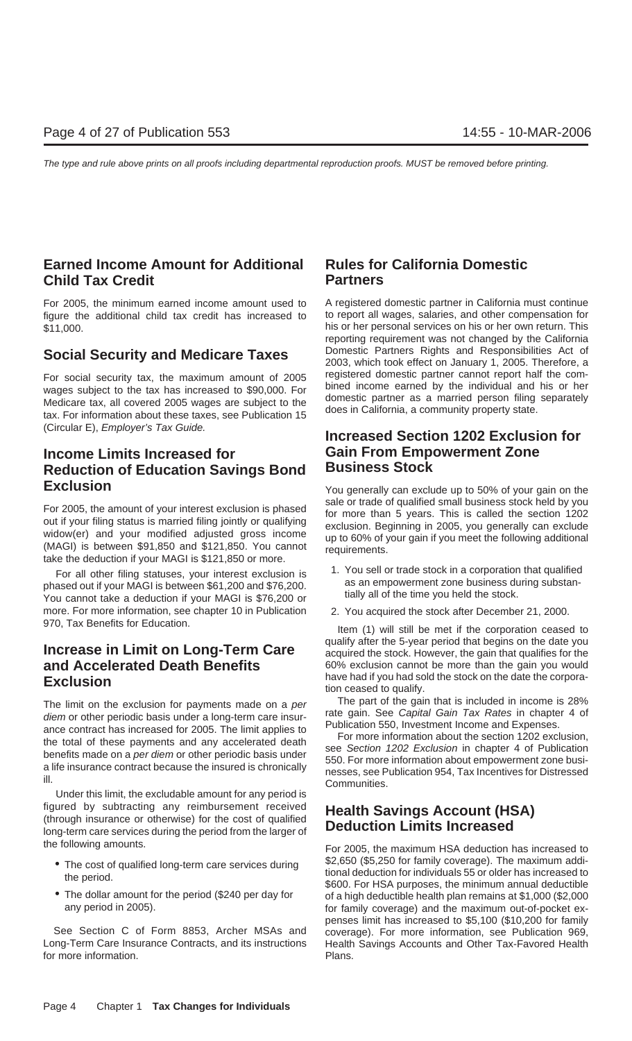## Earned Income Amount for Additional Child Tax Credit

For 2005, the minimum earned income amount used to figure the additional child tax credit has increased to $11,000.

## Social Security and Medicare Taxes

For social security tax, the maximum amount of 2005 wages subject to the tax has increased to $90,000. For Medicare tax, all covered 2005 wages are subject to the tax. For information about these taxes, see Publication 15 (Circular E), *Employer's Tax Guide.*

## Income Limits Increased for Reduction of Education Savings Bond Exclusion

For 2005, the amount of your interest exclusion is phased out if your filing status is married filing jointly or qualifying widow(er) and your modified adjusted gross income (MAGI) is between $91,850 and $121,850. You cannot take the deduction if your MAGI is $121,850 or more.

For all other filing statuses, your interest exclusion is phased out if your MAGI is between $61,200 and $76,200. You cannot take a deduction if your MAGI is $76,200 or more. For more information, see chapter 10 in Publication 970, Tax Benefits for Education.

## Increase in Limit on Long-Term Care and Accelerated Death Benefits Exclusion

The limit on the exclusion for payments made on a *per diem* or other periodic basis under a long-term care insurance contract has increased for 2005. The limit applies to the total of these payments and any accelerated death benefits made on a *per diem* or other periodic basis under a life insurance contract because the insured is chronically ill.

Under this limit, the excludable amount for any period is figured by subtracting any reimbursement received (through insurance or otherwise) for the cost of qualified long-term care services during the period from the larger of the following amounts.

- The cost of qualified long-term care services during the period.
- The dollar amount for the period ($240 per day for any period in 2005).

See Section C of Form 8853, Archer MSAs and Long-Term Care Insurance Contracts, and its instructions for more information.

## Rules for California Domestic Partners

A registered domestic partner in California must continue to report all wages, salaries, and other compensation for his or her personal services on his or her own return. This reporting requirement was not changed by the California Domestic Partners Rights and Responsibilities Act of 2003, which took effect on January 1, 2005. Therefore, a registered domestic partner cannot report half the combined income earned by the individual and his or her domestic partner as a married person filing separately does in California, a community property state.

## Increased Section 1202 Exclusion for Gain From Empowerment Zone Business Stock

You generally can exclude up to 50% of your gain on the sale or trade of qualified small business stock held by you for more than 5 years. This is called the section 1202 exclusion. Beginning in 2005, you generally can exclude up to 60% of your gain if you meet the following additional requirements.

1. You sell or trade stock in a corporation that qualified as an empowerment zone business during substantially all of the time you held the stock.
2. You acquired the stock after December 21, 2000.

Item (1) will still be met if the corporation ceased to qualify after the 5-year period that begins on the date you acquired the stock. However, the gain that qualifies for the 60% exclusion cannot be more than the gain you would have had if you had sold the stock on the date the corporation ceased to qualify.

The part of the gain that is included in income is 28% rate gain. See *Capital Gain Tax Rates* in chapter 4 of Publication 550, Investment Income and Expenses.

For more information about the section 1202 exclusion, see *Section 1202 Exclusion* in chapter 4 of Publication 550. For more information about empowerment zone businesses, see Publication 954, Tax Incentives for Distressed Communities.

## Health Savings Account (HSA) Deduction Limits Increased

For 2005, the maximum HSA deduction has increased to $2,650 ($5,250 for family coverage). The maximum additional deduction for individuals 55 or older has increased to $600. For HSA purposes, the minimum annual deductible of a high deductible health plan remains at $1,000 ($2,000 for family coverage) and the maximum out-of-pocket expenses limit has increased to $5,100 ($10,200 for family coverage). For more information, see Publication 969, Health Savings Accounts and Other Tax-Favored Health Plans.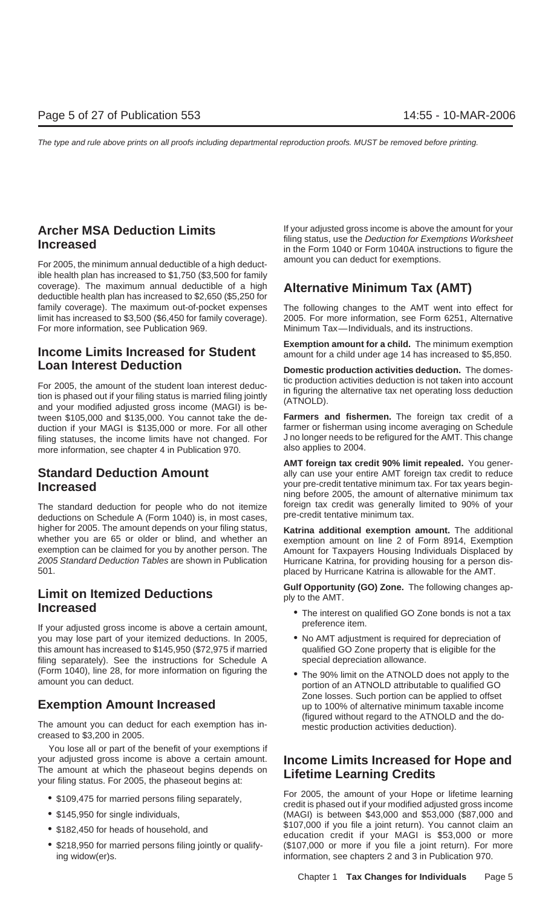## Archer MSA Deduction Limits Increased

For 2005, the minimum annual deductible of a high deductible health plan has increased to $1,750 ($3,500 for family coverage). The maximum annual deductible of a high deductible health plan has increased to $2,650 ($5,250 for family coverage). The maximum out-of-pocket expenses limit has increased to $3,500 ($6,450 for family coverage). For more information, see Publication 969.

## Income Limits Increased for Student Loan Interest Deduction

For 2005, the amount of the student loan interest deduction is phased out if your filing status is married filing jointly and your modified adjusted gross income (MAGI) is between $105,000 and $135,000. You cannot take the deduction if your MAGI is $135,000 or more. For all other filing statuses, the income limits have not changed. For more information, see chapter 4 in Publication 970.

## Standard Deduction Amount Increased

The standard deduction for people who do not itemize deductions on Schedule A (Form 1040) is, in most cases, higher for 2005. The amount depends on your filing status, whether you are 65 or older or blind, and whether an exemption can be claimed for you by another person. The *2005 Standard Deduction Tables* are shown in Publication 501.

## Limit on Itemized Deductions Increased

If your adjusted gross income is above a certain amount, you may lose part of your itemized deductions. In 2005, this amount has increased to $145,950 ($72,975 if married filing separately). See the instructions for Schedule A (Form 1040), line 28, for more information on figuring the amount you can deduct.

## Exemption Amount Increased

The amount you can deduct for each exemption has increased to $3,200 in 2005.

You lose all or part of the benefit of your exemptions if your adjusted gross income is above a certain amount. The amount at which the phaseout begins depends on your filing status. For 2005, the phaseout begins at:

- $109,475 for married persons filing separately,
- $145,950 for single individuals,
- $182,450 for heads of household, and
- $218,950 for married persons filing jointly or qualifying widow(er)s.

If your adjusted gross income is above the amount for your filing status, use the *Deduction for Exemptions Worksheet* in the Form 1040 or Form 1040A instructions to figure the amount you can deduct for exemptions.

## Alternative Minimum Tax (AMT)

The following changes to the AMT went into effect for 2005. For more information, see Form 6251, Alternative Minimum Tax—Individuals, and its instructions.

**Exemption amount for a child.** The minimum exemption amount for a child under age 14 has increased to $5,850.

**Domestic production activities deduction.** The domestic production activities deduction is not taken into account in figuring the alternative tax net operating loss deduction (ATNOLD).

**Farmers and fishermen.** The foreign tax credit of a farmer or fisherman using income averaging on Schedule J no longer needs to be refigured for the AMT. This change also applies to 2004.

**AMT foreign tax credit 90% limit repealed.** You generally can use your entire AMT foreign tax credit to reduce your pre-credit tentative minimum tax. For tax years beginning before 2005, the amount of alternative minimum tax foreign tax credit was generally limited to 90% of your pre-credit tentative minimum tax.

**Katrina additional exemption amount.** The additional exemption amount on line 2 of Form 8914, Exemption Amount for Taxpayers Housing Individuals Displaced by Hurricane Katrina, for providing housing for a person displaced by Hurricane Katrina is allowable for the AMT.

**Gulf Opportunity (GO) Zone.** The following changes apply to the AMT.

- The interest on qualified GO Zone bonds is not a tax preference item.
- No AMT adjustment is required for depreciation of qualified GO Zone property that is eligible for the special depreciation allowance.
- The 90% limit on the ATNOLD does not apply to the portion of an ATNOLD attributable to qualified GO Zone losses. Such portion can be applied to offset up to 100% of alternative minimum taxable income (figured without regard to the ATNOLD and the domestic production activities deduction).

## Income Limits Increased for Hope and Lifetime Learning Credits

For 2005, the amount of your Hope or lifetime learning credit is phased out if your modified adjusted gross income (MAGI) is between $43,000 and $53,000 ($87,000 and $107,000 if you file a joint return). You cannot claim an education credit if your MAGI is $53,000 or more ($107,000 or more if you file a joint return). For more information, see chapters 2 and 3 in Publication 970.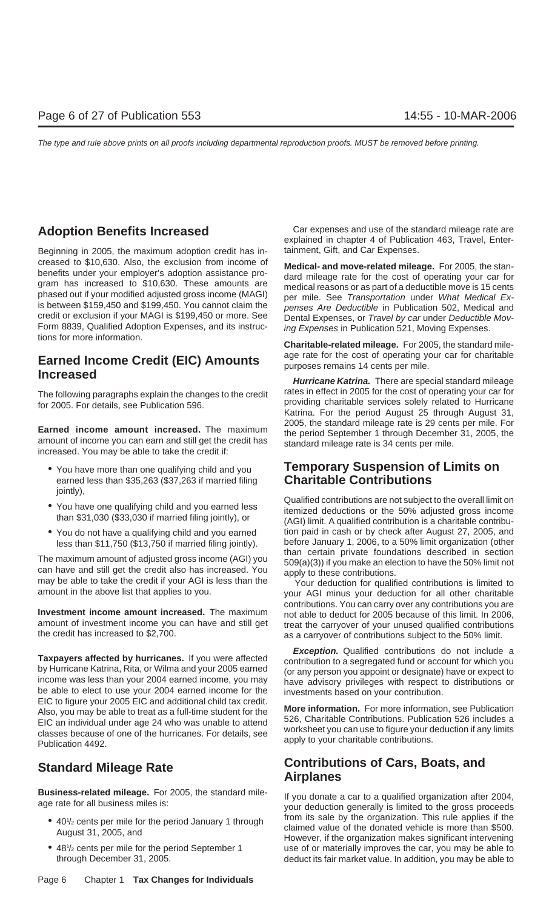## Adoption Benefits Increased

Beginning in 2005, the maximum adoption credit has increased to $10,630. Also, the exclusion from income of benefits under your employer's adoption assistance program has increased to $10,630. These amounts are phased out if your modified adjusted gross income (MAGI) is between $159,450 and $199,450. You cannot claim the credit or exclusion if your MAGI is $199,450 or more. See Form 8839, Qualified Adoption Expenses, and its instructions for more information.

## Earned Income Credit (EIC) Amounts Increased

The following paragraphs explain the changes to the credit for 2005. For details, see Publication 596.

**Earned income amount increased.** The maximum amount of income you can earn and still get the credit has increased. You may be able to take the credit if:

- You have more than one qualifying child and you earned less than $35,263 ($37,263 if married filing jointly),
- You have one qualifying child and you earned less than $31,030 ($33,030 if married filing jointly), or
- You do not have a qualifying child and you earned less than $11,750 ($13,750 if married filing jointly).

The maximum amount of adjusted gross income (AGI) you can have and still get the credit also has increased. You may be able to take the credit if your AGI is less than the amount in the above list that applies to you.

**Investment income amount increased.** The maximum amount of investment income you can have and still get the credit has increased to $2,700.

**Taxpayers affected by hurricanes.** If you were affected by Hurricane Katrina, Rita, or Wilma and your 2005 earned income was less than your 2004 earned income, you may be able to elect to use your 2004 earned income for the EIC to figure your 2005 EIC and additional child tax credit. Also, you may be able to treat as a full-time student for the EIC an individual under age 24 who was unable to attend classes because of one of the hurricanes. For details, see Publication 4492.

## Standard Mileage Rate

**Business-related mileage.** For 2005, the standard mileage rate for all business miles is:

- 40½ cents per mile for the period January 1 through August 31, 2005, and
- 48½ cents per mile for the period September 1 through December 31, 2005.

Car expenses and use of the standard mileage rate are explained in chapter 4 of Publication 463, Travel, Entertainment, Gift, and Car Expenses.

**Medical- and move-related mileage.** For 2005, the standard mileage rate for the cost of operating your car for medical reasons or as part of a deductible move is 15 cents per mile. See *Transportation* under *What Medical Expenses Are Deductible* in Publication 502, Medical and Dental Expenses, or *Travel by car* under *Deductible Moving Expenses* in Publication 521, Moving Expenses.

**Charitable-related mileage.** For 2005, the standard mileage rate for the cost of operating your car for charitable purposes remains 14 cents per mile.

***Hurricane Katrina.*** There are special standard mileage rates in effect in 2005 for the cost of operating your car for providing charitable services solely related to Hurricane Katrina. For the period August 25 through August 31, 2005, the standard mileage rate is 29 cents per mile. For the period September 1 through December 31, 2005, the standard mileage rate is 34 cents per mile.

## Temporary Suspension of Limits on Charitable Contributions

Qualified contributions are not subject to the overall limit on itemized deductions or the 50% adjusted gross income (AGI) limit. A qualified contribution is a charitable contribution paid in cash or by check after August 27, 2005, and before January 1, 2006, to a 50% limit organization (other than certain private foundations described in section 509(a)(3)) if you make an election to have the 50% limit not apply to these contributions.

Your deduction for qualified contributions is limited to your AGI minus your deduction for all other charitable contributions. You can carry over any contributions you are not able to deduct for 2005 because of this limit. In 2006, treat the carryover of your unused qualified contributions as a carryover of contributions subject to the 50% limit.

***Exception.*** Qualified contributions do not include a contribution to a segregated fund or account for which you (or any person you appoint or designate) have or expect to have advisory privileges with respect to distributions or investments based on your contribution.

**More information.** For more information, see Publication 526, Charitable Contributions. Publication 526 includes a worksheet you can use to figure your deduction if any limits apply to your charitable contributions.

## Contributions of Cars, Boats, and Airplanes

If you donate a car to a qualified organization after 2004, your deduction generally is limited to the gross proceeds from its sale by the organization. This rule applies if the claimed value of the donated vehicle is more than $500. However, if the organization makes significant intervening use of or materially improves the car, you may be able to deduct its fair market value. In addition, you may be able to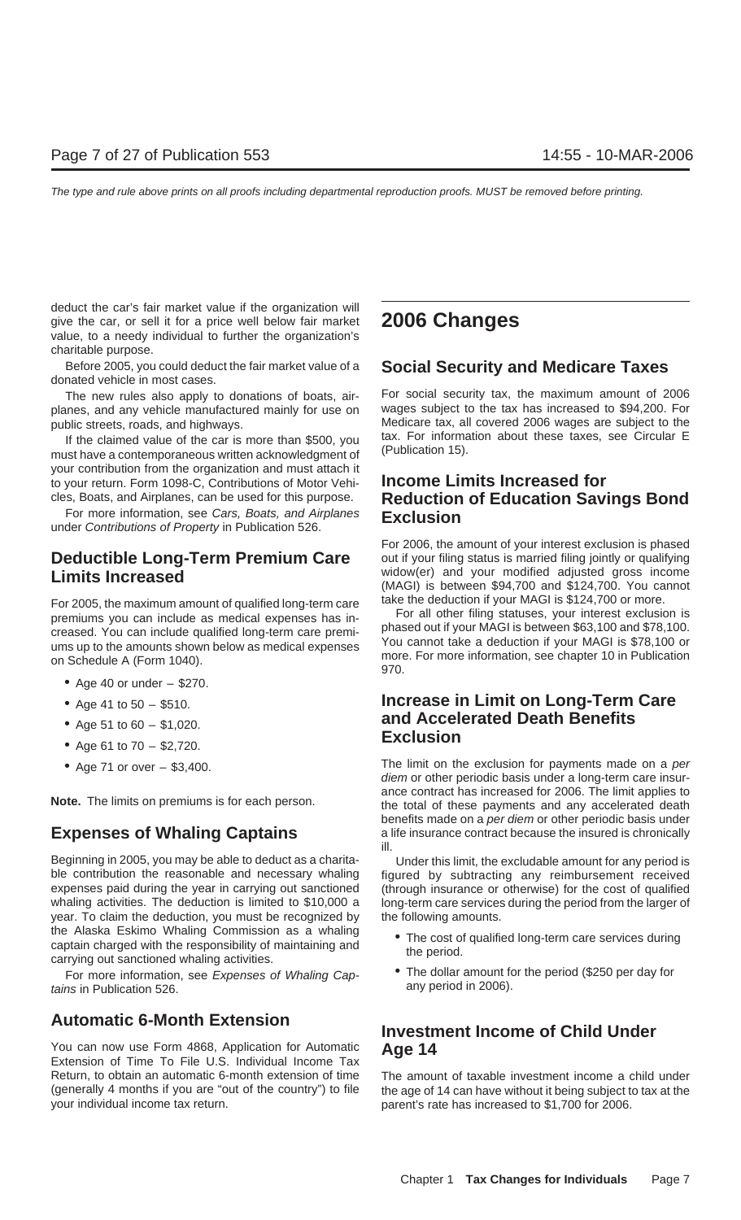deduct the car's fair market value if the organization will give the car, or sell it for a price well below fair market value, to a needy individual to further the organization's charitable purpose.

Before 2005, you could deduct the fair market value of a donated vehicle in most cases.

The new rules also apply to donations of boats, airplanes, and any vehicle manufactured mainly for use on public streets, roads, and highways.

If the claimed value of the car is more than $500, you must have a contemporaneous written acknowledgment of your contribution from the organization and must attach it to your return. Form 1098-C, Contributions of Motor Vehicles, Boats, and Airplanes, can be used for this purpose.

For more information, see *Cars, Boats, and Airplanes* under *Contributions of Property* in Publication 526.

## Deductible Long-Term Premium Care Limits Increased

For 2005, the maximum amount of qualified long-term care premiums you can include as medical expenses has increased. You can include qualified long-term care premiums up to the amounts shown below as medical expenses on Schedule A (Form 1040).

- Age 40 or under – $270.
- Age 41 to 50 – $510.
- Age 51 to 60 – $1,020.
- Age 61 to 70 – $2,720.
- Age 71 or over – $3,400.

**Note.** The limits on premiums is for each person.

## Expenses of Whaling Captains

Beginning in 2005, you may be able to deduct as a charitable contribution the reasonable and necessary whaling expenses paid during the year in carrying out sanctioned whaling activities. The deduction is limited to $10,000 a year. To claim the deduction, you must be recognized by the Alaska Eskimo Whaling Commission as a whaling captain charged with the responsibility of maintaining and carrying out sanctioned whaling activities.

For more information, see *Expenses of Whaling Captains* in Publication 526.

## Automatic 6-Month Extension

You can now use Form 4868, Application for Automatic Extension of Time To File U.S. Individual Income Tax Return, to obtain an automatic 6-month extension of time (generally 4 months if you are "out of the country") to file your individual income tax return.

# 2006 Changes

## Social Security and Medicare Taxes

For social security tax, the maximum amount of 2006 wages subject to the tax has increased to $94,200. For Medicare tax, all covered 2006 wages are subject to the tax. For information about these taxes, see Circular E (Publication 15).

## Income Limits Increased for Reduction of Education Savings Bond Exclusion

For 2006, the amount of your interest exclusion is phased out if your filing status is married filing jointly or qualifying widow(er) and your modified adjusted gross income (MAGI) is between $94,700 and $124,700. You cannot take the deduction if your MAGI is $124,700 or more.

For all other filing statuses, your interest exclusion is phased out if your MAGI is between $63,100 and $78,100. You cannot take a deduction if your MAGI is $78,100 or more. For more information, see chapter 10 in Publication 970.

## Increase in Limit on Long-Term Care and Accelerated Death Benefits Exclusion

The limit on the exclusion for payments made on a *per diem* or other periodic basis under a long-term care insurance contract has increased for 2006. The limit applies to the total of these payments and any accelerated death benefits made on a *per diem* or other periodic basis under a life insurance contract because the insured is chronically ill.

Under this limit, the excludable amount for any period is figured by subtracting any reimbursement received (through insurance or otherwise) for the cost of qualified long-term care services during the period from the larger of the following amounts.

- The cost of qualified long-term care services during the period.
- The dollar amount for the period ($250 per day for any period in 2006).

## Investment Income of Child Under Age 14

The amount of taxable investment income a child under the age of 14 can have without it being subject to tax at the parent's rate has increased to $1,700 for 2006.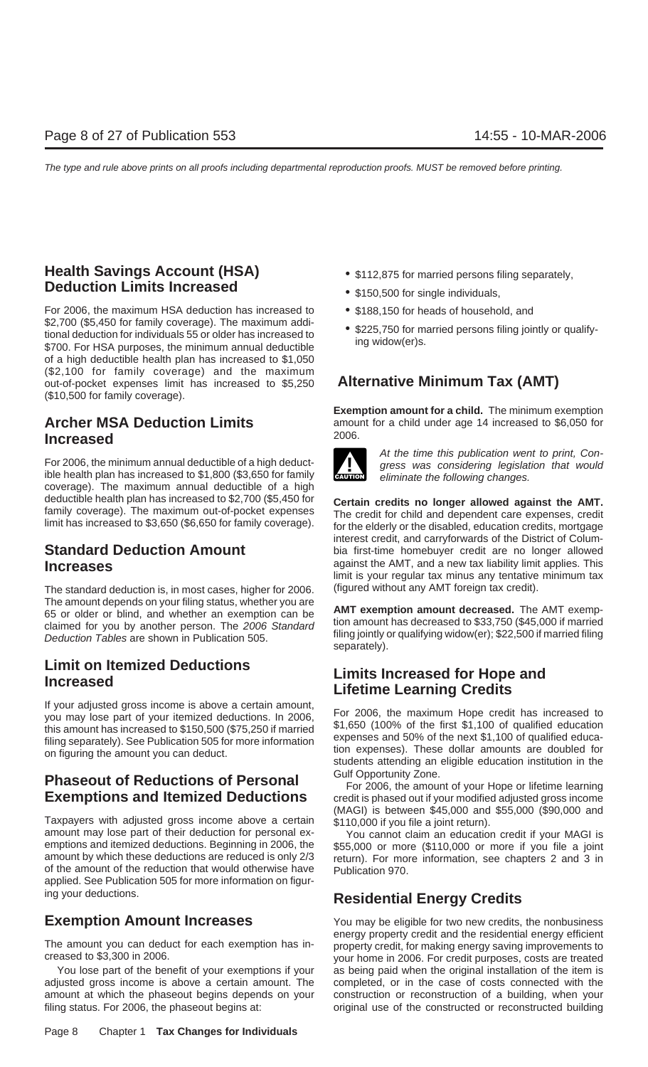## Health Savings Account (HSA) Deduction Limits Increased

For 2006, the maximum HSA deduction has increased to $2,700 ($5,450 for family coverage). The maximum additional deduction for individuals 55 or older has increased to $700. For HSA purposes, the minimum annual deductible of a high deductible health plan has increased to $1,050 ($2,100 for family coverage) and the maximum out-of-pocket expenses limit has increased to $5,250 ($10,500 for family coverage).

## Archer MSA Deduction Limits Increased

For 2006, the minimum annual deductible of a high deductible health plan has increased to $1,800 ($3,650 for family coverage). The maximum annual deductible of a high deductible health plan has increased to $2,700 ($5,450 for family coverage). The maximum out-of-pocket expenses limit has increased to $3,650 ($6,650 for family coverage).

## Standard Deduction Amount Increases

The standard deduction is, in most cases, higher for 2006. The amount depends on your filing status, whether you are 65 or older or blind, and whether an exemption can be claimed for you by another person. The *2006 Standard Deduction Tables* are shown in Publication 505.

## Limit on Itemized Deductions Increased

If your adjusted gross income is above a certain amount, you may lose part of your itemized deductions. In 2006, this amount has increased to $150,500 ($75,250 if married filing separately). See Publication 505 for more information on figuring the amount you can deduct.

## Phaseout of Reductions of Personal Exemptions and Itemized Deductions

Taxpayers with adjusted gross income above a certain amount may lose part of their deduction for personal exemptions and itemized deductions. Beginning in 2006, the amount by which these deductions are reduced is only 2/3 of the amount of the reduction that would otherwise have applied. See Publication 505 for more information on figuring your deductions.

## Exemption Amount Increases

The amount you can deduct for each exemption has increased to $3,300 in 2006.

You lose part of the benefit of your exemptions if your adjusted gross income is above a certain amount. The amount at which the phaseout begins depends on your filing status. For 2006, the phaseout begins at:

- $112,875 for married persons filing separately,
- $150,500 for single individuals,
- $188,150 for heads of household, and
- $225,750 for married persons filing jointly or qualifying widow(er)s.

## Alternative Minimum Tax (AMT)

**Exemption amount for a child.** The minimum exemption amount for a child under age 14 increased to $6,050 for 2006.

CAUTION: *At the time this publication went to print, Congress was considering legislation that would eliminate the following changes.*

**Certain credits no longer allowed against the AMT.** The credit for child and dependent care expenses, credit for the elderly or the disabled, education credits, mortgage interest credit, and carryforwards of the District of Columbia first-time homebuyer credit are no longer allowed against the AMT, and a new tax liability limit applies. This limit is your regular tax minus any tentative minimum tax (figured without any AMT foreign tax credit).

**AMT exemption amount decreased.** The AMT exemption amount has decreased to $33,750 ($45,000 if married filing jointly or qualifying widow(er); $22,500 if married filing separately).

## Limits Increased for Hope and Lifetime Learning Credits

For 2006, the maximum Hope credit has increased to $1,650 (100% of the first $1,100 of qualified education expenses and 50% of the next $1,100 of qualified education expenses). These dollar amounts are doubled for students attending an eligible education institution in the Gulf Opportunity Zone.

For 2006, the amount of your Hope or lifetime learning credit is phased out if your modified adjusted gross income (MAGI) is between $45,000 and $55,000 ($90,000 and $110,000 if you file a joint return).

You cannot claim an education credit if your MAGI is $55,000 or more ($110,000 or more if you file a joint return). For more information, see chapters 2 and 3 in Publication 970.

## Residential Energy Credits

You may be eligible for two new credits, the nonbusiness energy property credit and the residential energy efficient property credit, for making energy saving improvements to your home in 2006. For credit purposes, costs are treated as being paid when the original installation of the item is completed, or in the case of costs connected with the construction or reconstruction of a building, when your original use of the constructed or reconstructed building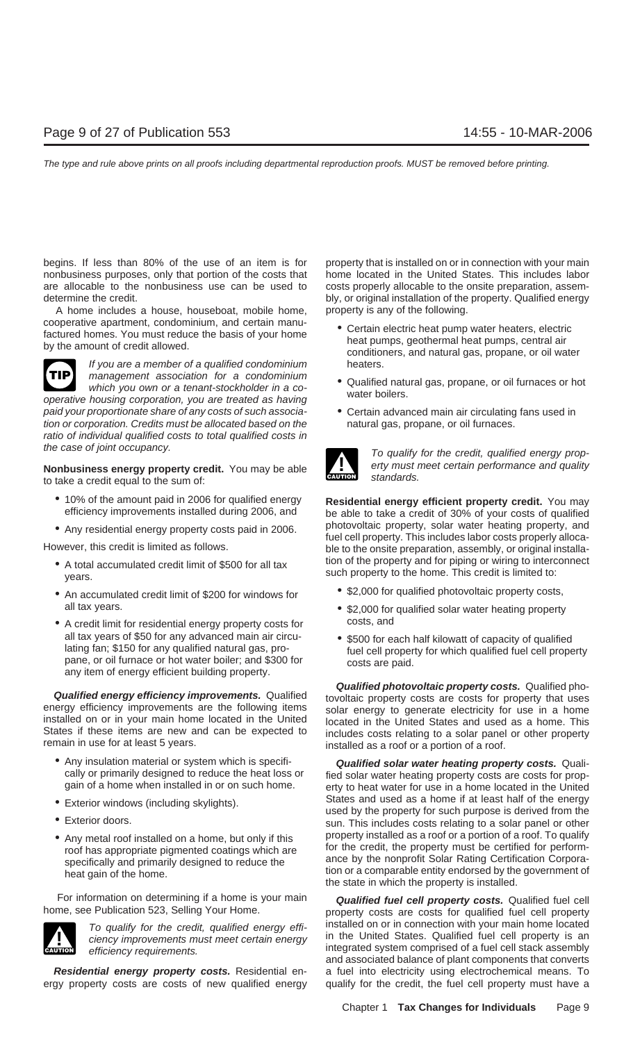begins. If less than 80% of the use of an item is for nonbusiness purposes, only that portion of the costs that are allocable to the nonbusiness use can be used to determine the credit.

A home includes a house, houseboat, mobile home, cooperative apartment, condominium, and certain manufactured homes. You must reduce the basis of your home by the amount of credit allowed.

**TIP** *If you are a member of a qualified condominium management association for a condominium which you own or a tenant-stockholder in a cooperative housing corporation, you are treated as having paid your proportionate share of any costs of such association or corporation. Credits must be allocated based on the ratio of individual qualified costs to total qualified costs in the case of joint occupancy.*

**Nonbusiness energy property credit.** You may be able to take a credit equal to the sum of:

- 10% of the amount paid in 2006 for qualified energy efficiency improvements installed during 2006, and
- Any residential energy property costs paid in 2006.

However, this credit is limited as follows.

- A total accumulated credit limit of $500 for all tax years.
- An accumulated credit limit of $200 for windows for all tax years.
- A credit limit for residential energy property costs for all tax years of $50 for any advanced main air circulating fan; $150 for any qualified natural gas, propane, or oil furnace or hot water boiler; and $300 for any item of energy efficient building property.

***Qualified energy efficiency improvements.*** Qualified energy efficiency improvements are the following items installed on or in your main home located in the United States if these items are new and can be expected to remain in use for at least 5 years.

- Any insulation material or system which is specifically or primarily designed to reduce the heat loss or gain of a home when installed in or on such home.
- Exterior windows (including skylights).
- Exterior doors.
- Any metal roof installed on a home, but only if this roof has appropriate pigmented coatings which are specifically and primarily designed to reduce the heat gain of the home.

For information on determining if a home is your main home, see Publication 523, Selling Your Home.

**CAUTION** *To qualify for the credit, qualified energy efficiency improvements must meet certain energy efficiency requirements.*

***Residential energy property costs.*** Residential energy property costs are costs of new qualified energy property that is installed on or in connection with your main home located in the United States. This includes labor costs properly allocable to the onsite preparation, assembly, or original installation of the property. Qualified energy property is any of the following.

- Certain electric heat pump water heaters, electric heat pumps, geothermal heat pumps, central air conditioners, and natural gas, propane, or oil water heaters.
- Qualified natural gas, propane, or oil furnaces or hot water boilers.
- Certain advanced main air circulating fans used in natural gas, propane, or oil furnaces.

**CAUTION** *To qualify for the credit, qualified energy property must meet certain performance and quality standards.*

**Residential energy efficient property credit.** You may be able to take a credit of 30% of your costs of qualified photovoltaic property, solar water heating property, and fuel cell property. This includes labor costs properly allocable to the onsite preparation, assembly, or original installation of the property and for piping or wiring to interconnect such property to the home. This credit is limited to:

- $2,000 for qualified photovoltaic property costs,
- $2,000 for qualified solar water heating property costs, and
- $500 for each half kilowatt of capacity of qualified fuel cell property for which qualified fuel cell property costs are paid.

***Qualified photovoltaic property costs.*** Qualified photovoltaic property costs are costs for property that uses solar energy to generate electricity for use in a home located in the United States and used as a home. This includes costs relating to a solar panel or other property installed as a roof or a portion of a roof.

***Qualified solar water heating property costs.*** Qualified solar water heating property costs are costs for property to heat water for use in a home located in the United States and used as a home if at least half of the energy used by the property for such purpose is derived from the sun. This includes costs relating to a solar panel or other property installed as a roof or a portion of a roof. To qualify for the credit, the property must be certified for performance by the nonprofit Solar Rating Certification Corporation or a comparable entity endorsed by the government of the state in which the property is installed.

***Qualified fuel cell property costs.*** Qualified fuel cell property costs are costs for qualified fuel cell property installed on or in connection with your main home located in the United States. Qualified fuel cell property is an integrated system comprised of a fuel cell stack assembly and associated balance of plant components that converts a fuel into electricity using electrochemical means. To qualify for the credit, the fuel cell property must have a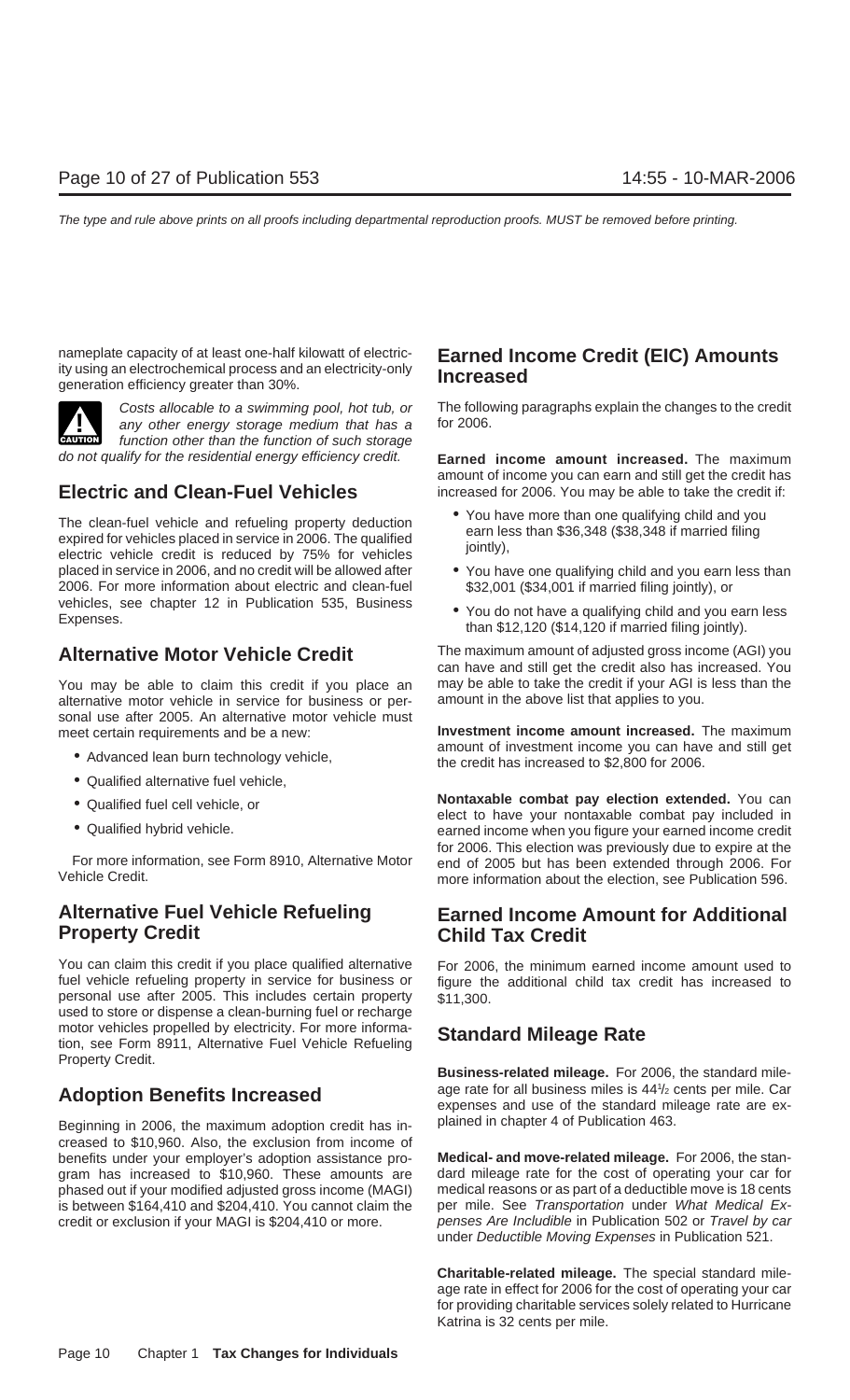nameplate capacity of at least one-half kilowatt of electricity using an electrochemical process and an electricity-only generation efficiency greater than 30%.

*Costs allocable to a swimming pool, hot tub, or any other energy storage medium that has a function other than the function of such storage do not qualify for the residential energy efficiency credit.*

## Electric and Clean-Fuel Vehicles

The clean-fuel vehicle and refueling property deduction expired for vehicles placed in service in 2006. The qualified electric vehicle credit is reduced by 75% for vehicles placed in service in 2006, and no credit will be allowed after 2006. For more information about electric and clean-fuel vehicles, see chapter 12 in Publication 535, Business Expenses.

## Alternative Motor Vehicle Credit

You may be able to claim this credit if you place an alternative motor vehicle in service for business or personal use after 2005. An alternative motor vehicle must meet certain requirements and be a new:

- Advanced lean burn technology vehicle,
- Qualified alternative fuel vehicle,
- Qualified fuel cell vehicle, or
- Qualified hybrid vehicle.

For more information, see Form 8910, Alternative Motor Vehicle Credit.

## Alternative Fuel Vehicle Refueling Property Credit

You can claim this credit if you place qualified alternative fuel vehicle refueling property in service for business or personal use after 2005. This includes certain property used to store or dispense a clean-burning fuel or recharge motor vehicles propelled by electricity. For more information, see Form 8911, Alternative Fuel Vehicle Refueling Property Credit.

## Adoption Benefits Increased

Beginning in 2006, the maximum adoption credit has increased to $10,960. Also, the exclusion from income of benefits under your employer's adoption assistance program has increased to $10,960. These amounts are phased out if your modified adjusted gross income (MAGI) is between $164,410 and $204,410. You cannot claim the credit or exclusion if your MAGI is $204,410 or more.

## Earned Income Credit (EIC) Amounts Increased

The following paragraphs explain the changes to the credit for 2006.

**Earned income amount increased.** The maximum amount of income you can earn and still get the credit has increased for 2006. You may be able to take the credit if:

- You have more than one qualifying child and you earn less than $36,348 ($38,348 if married filing jointly),
- You have one qualifying child and you earn less than $32,001 ($34,001 if married filing jointly), or
- You do not have a qualifying child and you earn less than $12,120 ($14,120 if married filing jointly).

The maximum amount of adjusted gross income (AGI) you can have and still get the credit also has increased. You may be able to take the credit if your AGI is less than the amount in the above list that applies to you.

**Investment income amount increased.** The maximum amount of investment income you can have and still get the credit has increased to $2,800 for 2006.

**Nontaxable combat pay election extended.** You can elect to have your nontaxable combat pay included in earned income when you figure your earned income credit for 2006. This election was previously due to expire at the end of 2005 but has been extended through 2006. For more information about the election, see Publication 596.

## Earned Income Amount for Additional Child Tax Credit

For 2006, the minimum earned income amount used to figure the additional child tax credit has increased to $11,300.

## Standard Mileage Rate

**Business-related mileage.** For 2006, the standard mileage rate for all business miles is 44½ cents per mile. Car expenses and use of the standard mileage rate are explained in chapter 4 of Publication 463.

**Medical- and move-related mileage.** For 2006, the standard mileage rate for the cost of operating your car for medical reasons or as part of a deductible move is 18 cents per mile. See *Transportation* under *What Medical Expenses Are Includible* in Publication 502 or *Travel by car* under *Deductible Moving Expenses* in Publication 521.

**Charitable-related mileage.** The special standard mileage rate in effect for 2006 for the cost of operating your car for providing charitable services solely related to Hurricane Katrina is 32 cents per mile.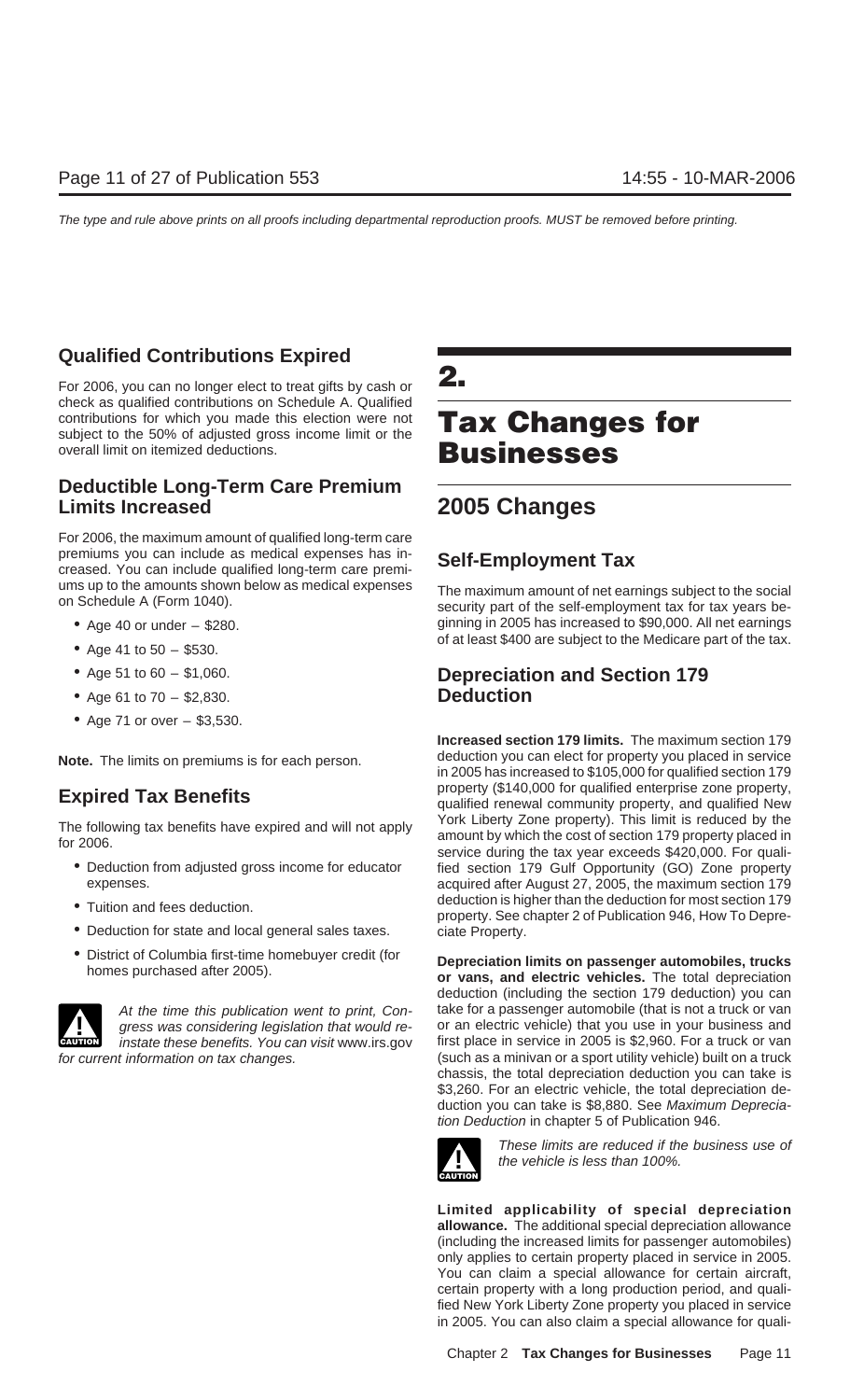### Qualified Contributions Expired

For 2006, you can no longer elect to treat gifts by cash or check as qualified contributions on Schedule A. Qualified contributions for which you made this election were not subject to the 50% of adjusted gross income limit or the overall limit on itemized deductions.

### Deductible Long-Term Care Premium Limits Increased

For 2006, the maximum amount of qualified long-term care premiums you can include as medical expenses has increased. You can include qualified long-term care premiums up to the amounts shown below as medical expenses on Schedule A (Form 1040).

- Age 40 or under – $280.
- Age 41 to 50 – $530.
- Age 51 to 60 – $1,060.
- Age 61 to 70 – $2,830.
- Age 71 or over – $3,530.

**Note.** The limits on premiums is for each person.

### Expired Tax Benefits

The following tax benefits have expired and will not apply for 2006.

- Deduction from adjusted gross income for educator expenses.
- Tuition and fees deduction.
- Deduction for state and local general sales taxes.
- District of Columbia first-time homebuyer credit (for homes purchased after 2005).

**CAUTION:** *At the time this publication went to print, Congress was considering legislation that would reinstate these benefits. You can visit www.irs.gov for current information on tax changes.*

# 2. Tax Changes for Businesses

## 2005 Changes

### Self-Employment Tax

The maximum amount of net earnings subject to the social security part of the self-employment tax for tax years beginning in 2005 has increased to $90,000. All net earnings of at least $400 are subject to the Medicare part of the tax.

### Depreciation and Section 179 Deduction

**Increased section 179 limits.** The maximum section 179 deduction you can elect for property you placed in service in 2005 has increased to $105,000 for qualified section 179 property ($140,000 for qualified enterprise zone property, qualified renewal community property, and qualified New York Liberty Zone property). This limit is reduced by the amount by which the cost of section 179 property placed in service during the tax year exceeds $420,000. For qualified section 179 Gulf Opportunity (GO) Zone property acquired after August 27, 2005, the maximum section 179 deduction is higher than the deduction for most section 179 property. See chapter 2 of Publication 946, How To Depreciate Property.

**Depreciation limits on passenger automobiles, trucks or vans, and electric vehicles.** The total depreciation deduction (including the section 179 deduction) you can take for a passenger automobile (that is not a truck or van or an electric vehicle) that you use in your business and first place in service in 2005 is $2,960. For a truck or van (such as a minivan or a sport utility vehicle) built on a truck chassis, the total depreciation deduction you can take is $3,260. For an electric vehicle, the total depreciation deduction you can take is $8,880. See *Maximum Depreciation Deduction* in chapter 5 of Publication 946.

**CAUTION:** *These limits are reduced if the business use of the vehicle is less than 100%.*

**Limited applicability of special depreciation allowance.** The additional special depreciation allowance (including the increased limits for passenger automobiles) only applies to certain property placed in service in 2005. You can claim a special allowance for certain aircraft, certain property with a long production period, and qualified New York Liberty Zone property you placed in service in 2005. You can also claim a special allowance for quali-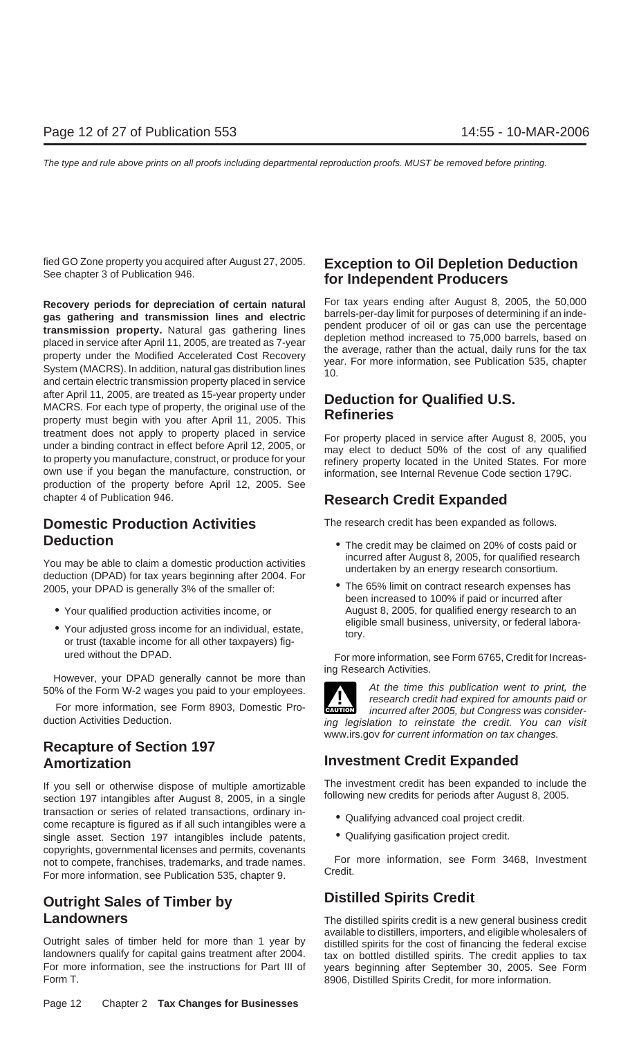fied GO Zone property you acquired after August 27, 2005. See chapter 3 of Publication 946.

**Recovery periods for depreciation of certain natural gas gathering and transmission lines and electric transmission property.** Natural gas gathering lines placed in service after April 11, 2005, are treated as 7-year property under the Modified Accelerated Cost Recovery System (MACRS). In addition, natural gas distribution lines and certain electric transmission property placed in service after April 11, 2005, are treated as 15-year property under MACRS. For each type of property, the original use of the property must begin with you after April 11, 2005. This treatment does not apply to property placed in service under a binding contract in effect before April 12, 2005, or to property you manufacture, construct, or produce for your own use if you began the manufacture, construction, or production of the property before April 12, 2005. See chapter 4 of Publication 946.

## Domestic Production Activities Deduction

You may be able to claim a domestic production activities deduction (DPAD) for tax years beginning after 2004. For 2005, your DPAD is generally 3% of the smaller of:

- Your qualified production activities income, or
- Your adjusted gross income for an individual, estate, or trust (taxable income for all other taxpayers) figured without the DPAD.

However, your DPAD generally cannot be more than 50% of the Form W-2 wages you paid to your employees.

For more information, see Form 8903, Domestic Production Activities Deduction.

## Recapture of Section 197 Amortization

If you sell or otherwise dispose of multiple amortizable section 197 intangibles after August 8, 2005, in a single transaction or series of related transactions, ordinary income recapture is figured as if all such intangibles were a single asset. Section 197 intangibles include patents, copyrights, governmental licenses and permits, covenants not to compete, franchises, trademarks, and trade names. For more information, see Publication 535, chapter 9.

## Outright Sales of Timber by Landowners

Outright sales of timber held for more than 1 year by landowners qualify for capital gains treatment after 2004. For more information, see the instructions for Part III of Form T.

## Exception to Oil Depletion Deduction for Independent Producers

For tax years ending after August 8, 2005, the 50,000 barrels-per-day limit for purposes of determining if an independent producer of oil or gas can use the percentage depletion method increased to 75,000 barrels, based on the average, rather than the actual, daily runs for the tax year. For more information, see Publication 535, chapter 10.

## Deduction for Qualified U.S. Refineries

For property placed in service after August 8, 2005, you may elect to deduct 50% of the cost of any qualified refinery property located in the United States. For more information, see Internal Revenue Code section 179C.

## Research Credit Expanded

The research credit has been expanded as follows.

- The credit may be claimed on 20% of costs paid or incurred after August 8, 2005, for qualified research undertaken by an energy research consortium.
- The 65% limit on contract research expenses has been increased to 100% if paid or incurred after August 8, 2005, for qualified energy research to an eligible small business, university, or federal laboratory.

For more information, see Form 6765, Credit for Increasing Research Activities.

CAUTION: *At the time this publication went to print, the research credit had expired for amounts paid or incurred after 2005, but Congress was considering legislation to reinstate the credit. You can visit www.irs.gov for current information on tax changes.*

## Investment Credit Expanded

The investment credit has been expanded to include the following new credits for periods after August 8, 2005.

- Qualifying advanced coal project credit.
- Qualifying gasification project credit.

For more information, see Form 3468, Investment Credit.

## Distilled Spirits Credit

The distilled spirits credit is a new general business credit available to distillers, importers, and eligible wholesalers of distilled spirits for the cost of financing the federal excise tax on bottled distilled spirits. The credit applies to tax years beginning after September 30, 2005. See Form 8906, Distilled Spirits Credit, for more information.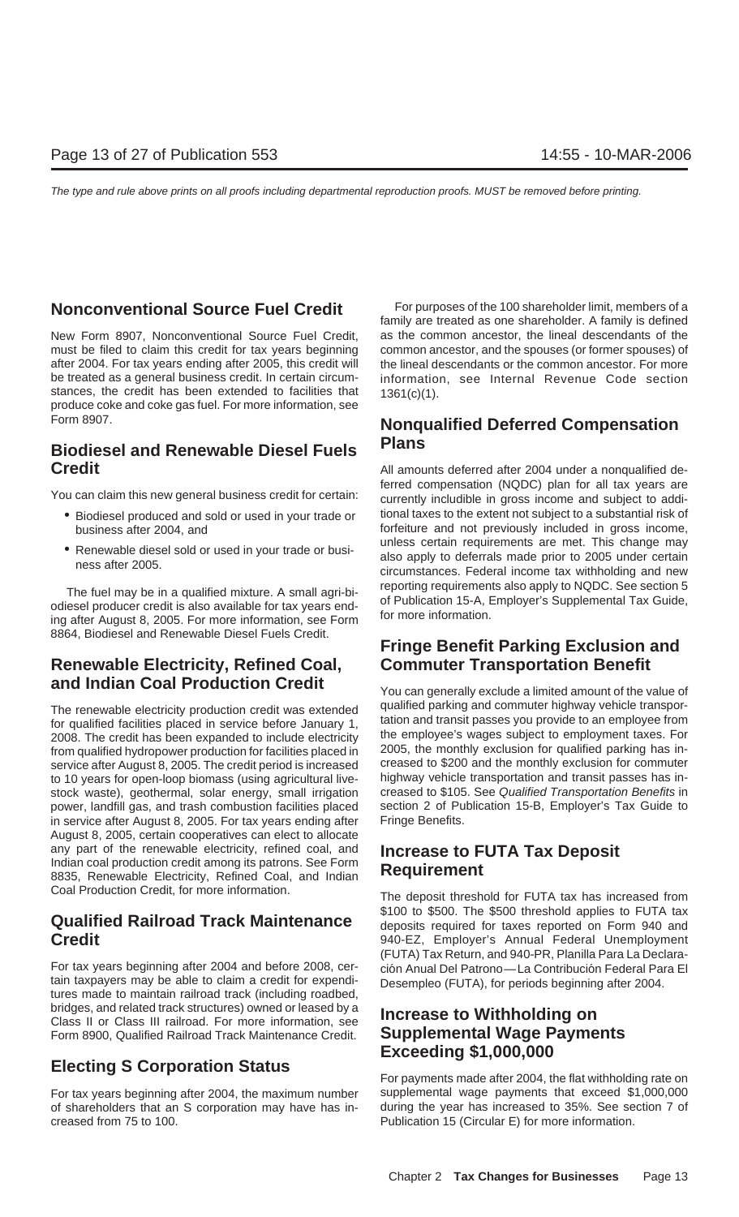## Nonconventional Source Fuel Credit

New Form 8907, Nonconventional Source Fuel Credit, must be filed to claim this credit for tax years beginning after 2004. For tax years ending after 2005, this credit will be treated as a general business credit. In certain circumstances, the credit has been extended to facilities that produce coke and coke gas fuel. For more information, see Form 8907.

## Biodiesel and Renewable Diesel Fuels Credit

You can claim this new general business credit for certain:

- Biodiesel produced and sold or used in your trade or business after 2004, and
- Renewable diesel sold or used in your trade or business after 2005.

The fuel may be in a qualified mixture. A small agri-biodiesel producer credit is also available for tax years ending after August 8, 2005. For more information, see Form 8864, Biodiesel and Renewable Diesel Fuels Credit.

## Renewable Electricity, Refined Coal, and Indian Coal Production Credit

The renewable electricity production credit was extended for qualified facilities placed in service before January 1, 2008. The credit has been expanded to include electricity from qualified hydropower production for facilities placed in service after August 8, 2005. The credit period is increased to 10 years for open-loop biomass (using agricultural livestock waste), geothermal, solar energy, small irrigation power, landfill gas, and trash combustion facilities placed in service after August 8, 2005. For tax years ending after August 8, 2005, certain cooperatives can elect to allocate any part of the renewable electricity, refined coal, and Indian coal production credit among its patrons. See Form 8835, Renewable Electricity, Refined Coal, and Indian Coal Production Credit, for more information.

## Qualified Railroad Track Maintenance Credit

For tax years beginning after 2004 and before 2008, certain taxpayers may be able to claim a credit for expenditures made to maintain railroad track (including roadbed, bridges, and related track structures) owned or leased by a Class II or Class III railroad. For more information, see Form 8900, Qualified Railroad Track Maintenance Credit.

## Electing S Corporation Status

For tax years beginning after 2004, the maximum number of shareholders that an S corporation may have has increased from 75 to 100.

For purposes of the 100 shareholder limit, members of a family are treated as one shareholder. A family is defined as the common ancestor, the lineal descendants of the common ancestor, and the spouses (or former spouses) of the lineal descendants or the common ancestor. For more information, see Internal Revenue Code section 1361(c)(1).

## Nonqualified Deferred Compensation Plans

All amounts deferred after 2004 under a nonqualified deferred compensation (NQDC) plan for all tax years are currently includible in gross income and subject to additional taxes to the extent not subject to a substantial risk of forfeiture and not previously included in gross income, unless certain requirements are met. This change may also apply to deferrals made prior to 2005 under certain circumstances. Federal income tax withholding and new reporting requirements also apply to NQDC. See section 5 of Publication 15-A, Employer's Supplemental Tax Guide, for more information.

## Fringe Benefit Parking Exclusion and Commuter Transportation Benefit

You can generally exclude a limited amount of the value of qualified parking and commuter highway vehicle transportation and transit passes you provide to an employee from the employee's wages subject to employment taxes. For 2005, the monthly exclusion for qualified parking has increased to $200 and the monthly exclusion for commuter highway vehicle transportation and transit passes has increased to $105. See *Qualified Transportation Benefits* in section 2 of Publication 15-B, Employer's Tax Guide to Fringe Benefits.

## Increase to FUTA Tax Deposit Requirement

The deposit threshold for FUTA tax has increased from $100 to $500. The $500 threshold applies to FUTA tax deposits required for taxes reported on Form 940 and 940-EZ, Employer's Annual Federal Unemployment (FUTA) Tax Return, and 940-PR, Planilla Para La Declaración Anual Del Patrono—La Contribución Federal Para El Desempleo (FUTA), for periods beginning after 2004.

## Increase to Withholding on Supplemental Wage Payments Exceeding $1,000,000

For payments made after 2004, the flat withholding rate on supplemental wage payments that exceed $1,000,000 during the year has increased to 35%. See section 7 of Publication 15 (Circular E) for more information.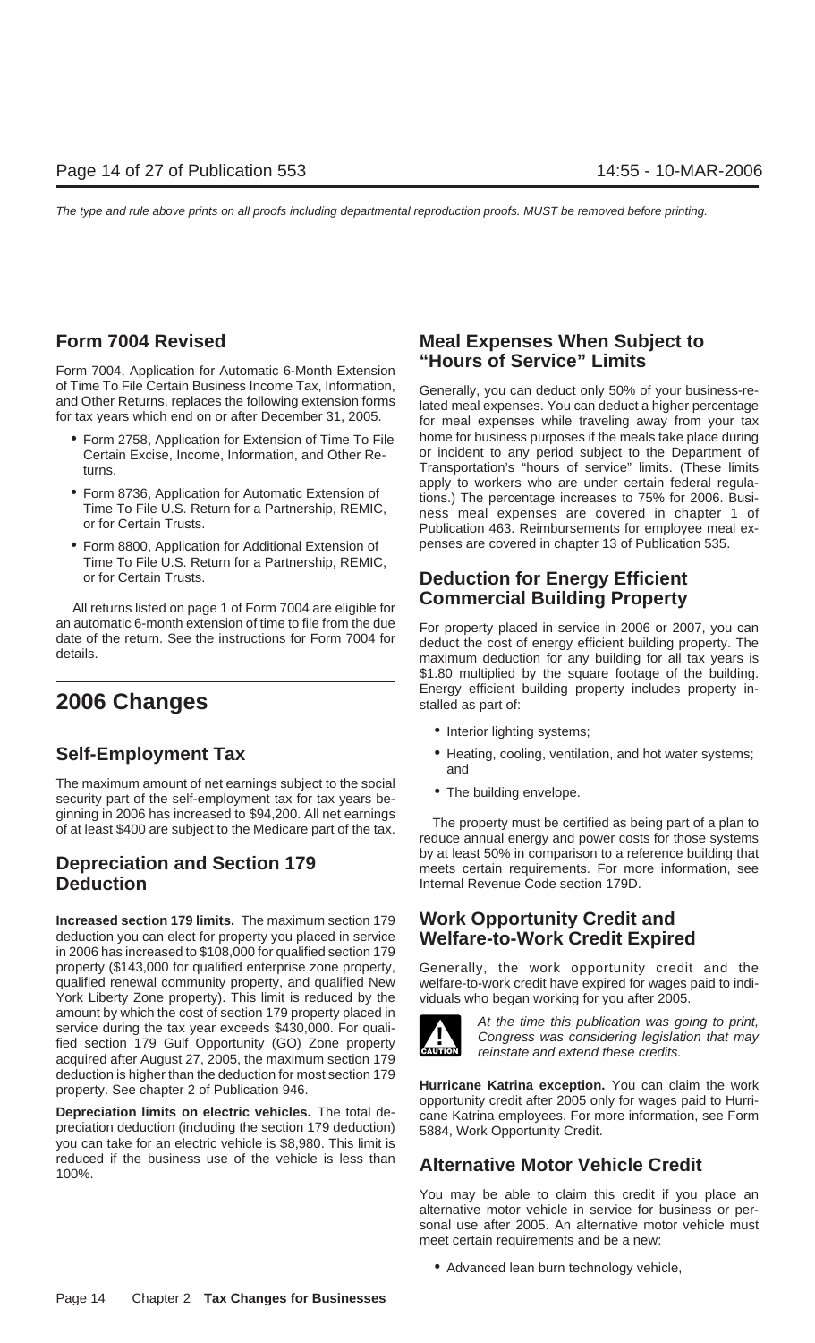## Form 7004 Revised

Form 7004, Application for Automatic 6-Month Extension of Time To File Certain Business Income Tax, Information, and Other Returns, replaces the following extension forms for tax years which end on or after December 31, 2005.

- Form 2758, Application for Extension of Time To File Certain Excise, Income, Information, and Other Returns.
- Form 8736, Application for Automatic Extension of Time To File U.S. Return for a Partnership, REMIC, or for Certain Trusts.
- Form 8800, Application for Additional Extension of Time To File U.S. Return for a Partnership, REMIC, or for Certain Trusts.

All returns listed on page 1 of Form 7004 are eligible for an automatic 6-month extension of time to file from the due date of the return. See the instructions for Form 7004 for details.

# 2006 Changes

## Self-Employment Tax

The maximum amount of net earnings subject to the social security part of the self-employment tax for tax years beginning in 2006 has increased to $94,200. All net earnings of at least $400 are subject to the Medicare part of the tax.

## Depreciation and Section 179 Deduction

**Increased section 179 limits.** The maximum section 179 deduction you can elect for property you placed in service in 2006 has increased to $108,000 for qualified section 179 property ($143,000 for qualified enterprise zone property, qualified renewal community property, and qualified New York Liberty Zone property). This limit is reduced by the amount by which the cost of section 179 property placed in service during the tax year exceeds $430,000. For qualified section 179 Gulf Opportunity (GO) Zone property acquired after August 27, 2005, the maximum section 179 deduction is higher than the deduction for most section 179 property. See chapter 2 of Publication 946.

**Depreciation limits on electric vehicles.** The total depreciation deduction (including the section 179 deduction) you can take for an electric vehicle is $8,980. This limit is reduced if the business use of the vehicle is less than 100%.

## Meal Expenses When Subject to "Hours of Service" Limits

Generally, you can deduct only 50% of your business-related meal expenses. You can deduct a higher percentage for meal expenses while traveling away from your tax home for business purposes if the meals take place during or incident to any period subject to the Department of Transportation's "hours of service" limits. (These limits apply to workers who are under certain federal regulations.) The percentage increases to 75% for 2006. Business meal expenses are covered in chapter 1 of Publication 463. Reimbursements for employee meal expenses are covered in chapter 13 of Publication 535.

## Deduction for Energy Efficient Commercial Building Property

For property placed in service in 2006 or 2007, you can deduct the cost of energy efficient building property. The maximum deduction for any building for all tax years is $1.80 multiplied by the square footage of the building. Energy efficient building property includes property installed as part of:

- Interior lighting systems;
- Heating, cooling, ventilation, and hot water systems; and
- The building envelope.

The property must be certified as being part of a plan to reduce annual energy and power costs for those systems by at least 50% in comparison to a reference building that meets certain requirements. For more information, see Internal Revenue Code section 179D.

## Work Opportunity Credit and Welfare-to-Work Credit Expired

Generally, the work opportunity credit and the welfare-to-work credit have expired for wages paid to individuals who began working for you after 2005.

**CAUTION:** *At the time this publication was going to print, Congress was considering legislation that may reinstate and extend these credits.*

**Hurricane Katrina exception.** You can claim the work opportunity credit after 2005 only for wages paid to Hurricane Katrina employees. For more information, see Form 5884, Work Opportunity Credit.

## Alternative Motor Vehicle Credit

You may be able to claim this credit if you place an alternative motor vehicle in service for business or personal use after 2005. An alternative motor vehicle must meet certain requirements and be a new:

- Advanced lean burn technology vehicle,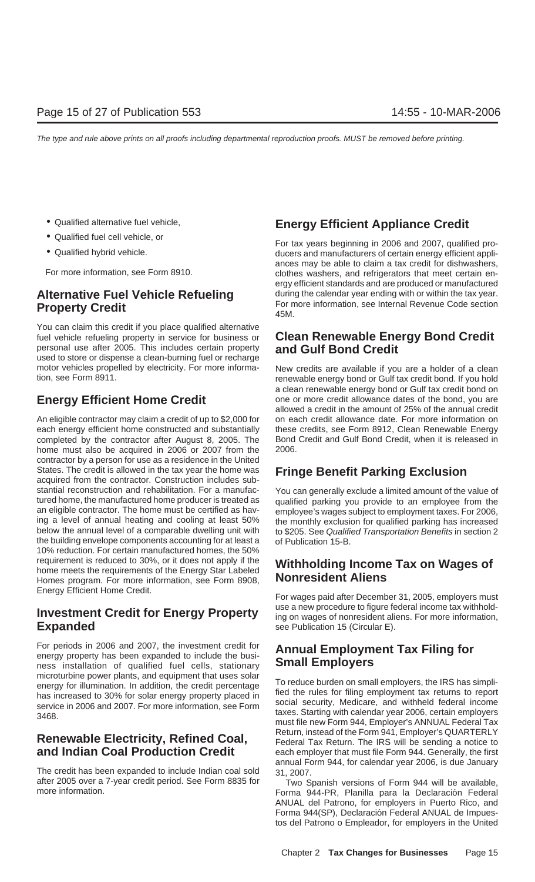- Qualified alternative fuel vehicle,
- Qualified fuel cell vehicle, or
- Qualified hybrid vehicle.

For more information, see Form 8910.

## Alternative Fuel Vehicle Refueling Property Credit

You can claim this credit if you place qualified alternative fuel vehicle refueling property in service for business or personal use after 2005. This includes certain property used to store or dispense a clean-burning fuel or recharge motor vehicles propelled by electricity. For more information, see Form 8911.

## Energy Efficient Home Credit

An eligible contractor may claim a credit of up to $2,000 for each energy efficient home constructed and substantially completed by the contractor after August 8, 2005. The home must also be acquired in 2006 or 2007 from the contractor by a person for use as a residence in the United States. The credit is allowed in the tax year the home was acquired from the contractor. Construction includes substantial reconstruction and rehabilitation. For a manufactured home, the manufactured home producer is treated as an eligible contractor. The home must be certified as having a level of annual heating and cooling at least 50% below the annual level of a comparable dwelling unit with the building envelope components accounting for at least a 10% reduction. For certain manufactured homes, the 50% requirement is reduced to 30%, or it does not apply if the home meets the requirements of the Energy Star Labeled Homes program. For more information, see Form 8908, Energy Efficient Home Credit.

## Investment Credit for Energy Property Expanded

For periods in 2006 and 2007, the investment credit for energy property has been expanded to include the business installation of qualified fuel cells, stationary microturbine power plants, and equipment that uses solar energy for illumination. In addition, the credit percentage has increased to 30% for solar energy property placed in service in 2006 and 2007. For more information, see Form 3468.

## Renewable Electricity, Refined Coal, and Indian Coal Production Credit

The credit has been expanded to include Indian coal sold after 2005 over a 7-year credit period. See Form 8835 for more information.

## Energy Efficient Appliance Credit

For tax years beginning in 2006 and 2007, qualified producers and manufacturers of certain energy efficient appliances may be able to claim a tax credit for dishwashers, clothes washers, and refrigerators that meet certain energy efficient standards and are produced or manufactured during the calendar year ending with or within the tax year. For more information, see Internal Revenue Code section 45M.

## Clean Renewable Energy Bond Credit and Gulf Bond Credit

New credits are available if you are a holder of a clean renewable energy bond or Gulf tax credit bond. If you hold a clean renewable energy bond or Gulf tax credit bond on one or more credit allowance dates of the bond, you are allowed a credit in the amount of 25% of the annual credit on each credit allowance date. For more information on these credits, see Form 8912, Clean Renewable Energy Bond Credit and Gulf Bond Credit, when it is released in 2006.

## Fringe Benefit Parking Exclusion

You can generally exclude a limited amount of the value of qualified parking you provide to an employee from the employee's wages subject to employment taxes. For 2006, the monthly exclusion for qualified parking has increased to $205. See *Qualified Transportation Benefits* in section 2 of Publication 15-B.

## Withholding Income Tax on Wages of Nonresident Aliens

For wages paid after December 31, 2005, employers must use a new procedure to figure federal income tax withholding on wages of nonresident aliens. For more information, see Publication 15 (Circular E).

## Annual Employment Tax Filing for Small Employers

To reduce burden on small employers, the IRS has simplified the rules for filing employment tax returns to report social security, Medicare, and withheld federal income taxes. Starting with calendar year 2006, certain employers must file new Form 944, Employer's ANNUAL Federal Tax Return, instead of the Form 941, Employer's QUARTERLY Federal Tax Return. The IRS will be sending a notice to each employer that must file Form 944. Generally, the first annual Form 944, for calendar year 2006, is due January 31, 2007.

Two Spanish versions of Form 944 will be available, Forma 944-PR, Planilla para la Declaración Federal ANUAL del Patrono, for employers in Puerto Rico, and Forma 944(SP), Declaración Federal ANUAL de Impuestos del Patrono o Empleador, for employers in the United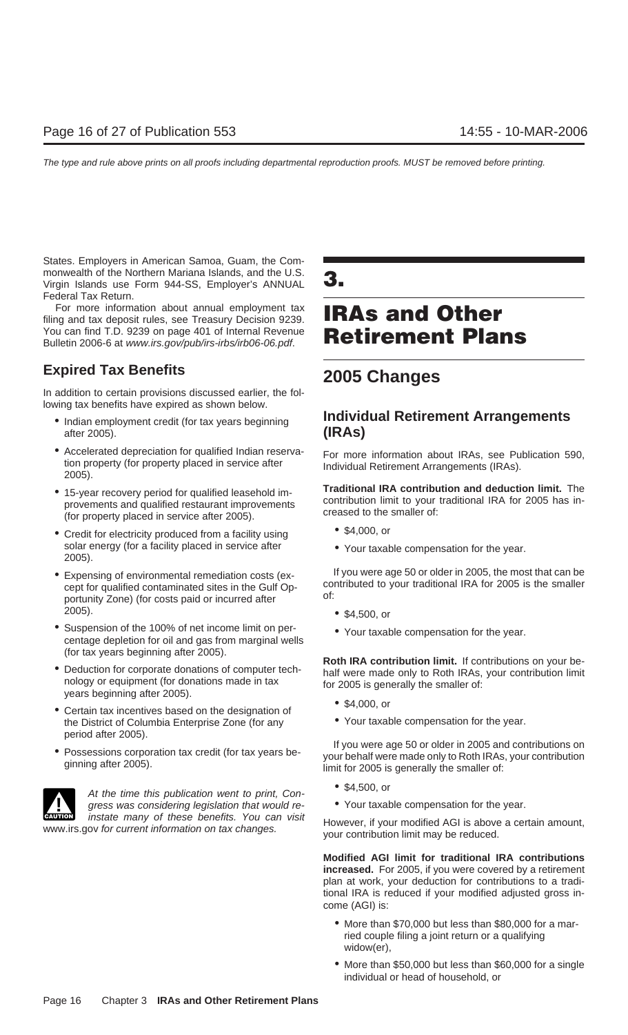States. Employers in American Samoa, Guam, the Commonwealth of the Northern Mariana Islands, and the U.S. Virgin Islands use Form 944-SS, Employer's ANNUAL Federal Tax Return.

For more information about annual employment tax filing and tax deposit rules, see Treasury Decision 9239. You can find T.D. 9239 on page 401 of Internal Revenue Bulletin 2006-6 at *www.irs.gov/pub/irs-irbs/irb06-06.pdf*.

## Expired Tax Benefits

In addition to certain provisions discussed earlier, the following tax benefits have expired as shown below.

- Indian employment credit (for tax years beginning after 2005).
- Accelerated depreciation for qualified Indian reservation property (for property placed in service after 2005).
- 15-year recovery period for qualified leasehold improvements and qualified restaurant improvements (for property placed in service after 2005).
- Credit for electricity produced from a facility using solar energy (for a facility placed in service after 2005).
- Expensing of environmental remediation costs (except for qualified contaminated sites in the Gulf Opportunity Zone) (for costs paid or incurred after 2005).
- Suspension of the 100% of net income limit on percentage depletion for oil and gas from marginal wells (for tax years beginning after 2005).
- Deduction for corporate donations of computer technology or equipment (for donations made in tax years beginning after 2005).
- Certain tax incentives based on the designation of the District of Columbia Enterprise Zone (for any period after 2005).
- Possessions corporation tax credit (for tax years beginning after 2005).

**CAUTION:** *At the time this publication went to print, Congress was considering legislation that would reinstate many of these benefits. You can visit* www.irs.gov *for current information on tax changes.*

# 3. IRAs and Other Retirement Plans

## 2005 Changes

### Individual Retirement Arrangements (IRAs)

For more information about IRAs, see Publication 590, Individual Retirement Arrangements (IRAs).

**Traditional IRA contribution and deduction limit.** The contribution limit to your traditional IRA for 2005 has increased to the smaller of:

- $4,000, or
- Your taxable compensation for the year.

If you were age 50 or older in 2005, the most that can be contributed to your traditional IRA for 2005 is the smaller of:

- $4,500, or
- Your taxable compensation for the year.

**Roth IRA contribution limit.** If contributions on your behalf were made only to Roth IRAs, your contribution limit for 2005 is generally the smaller of:

- $4,000, or
- Your taxable compensation for the year.

If you were age 50 or older in 2005 and contributions on your behalf were made only to Roth IRAs, your contribution limit for 2005 is generally the smaller of:

- $4,500, or
- Your taxable compensation for the year.

However, if your modified AGI is above a certain amount, your contribution limit may be reduced.

**Modified AGI limit for traditional IRA contributions increased.** For 2005, if you were covered by a retirement plan at work, your deduction for contributions to a traditional IRA is reduced if your modified adjusted gross income (AGI) is:

- More than $70,000 but less than $80,000 for a married couple filing a joint return or a qualifying widow(er),
- More than $50,000 but less than $60,000 for a single individual or head of household, or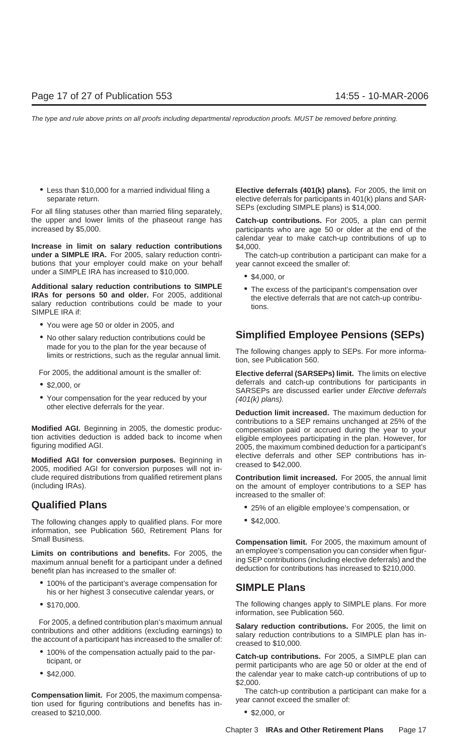- Less than $10,000 for a married individual filing a separate return.

For all filing statuses other than married filing separately, the upper and lower limits of the phaseout range has increased by $5,000.

**Increase in limit on salary reduction contributions under a SIMPLE IRA.** For 2005, salary reduction contributions that your employer could make on your behalf under a SIMPLE IRA has increased to $10,000.

**Additional salary reduction contributions to SIMPLE IRAs for persons 50 and older.** For 2005, additional salary reduction contributions could be made to your SIMPLE IRA if:

- You were age 50 or older in 2005, and
- No other salary reduction contributions could be made for you to the plan for the year because of limits or restrictions, such as the regular annual limit.

For 2005, the additional amount is the smaller of:

- $2,000, or
- Your compensation for the year reduced by your other elective deferrals for the year.

**Modified AGI.** Beginning in 2005, the domestic production activities deduction is added back to income when figuring modified AGI.

**Modified AGI for conversion purposes.** Beginning in 2005, modified AGI for conversion purposes will not include required distributions from qualified retirement plans (including IRAs).

## Qualified Plans

The following changes apply to qualified plans. For more information, see Publication 560, Retirement Plans for Small Business.

**Limits on contributions and benefits.** For 2005, the maximum annual benefit for a participant under a defined benefit plan has increased to the smaller of:

- 100% of the participant's average compensation for his or her highest 3 consecutive calendar years, or
- $170,000.

For 2005, a defined contribution plan's maximum annual contributions and other additions (excluding earnings) to the account of a participant has increased to the smaller of:

- 100% of the compensation actually paid to the participant, or
- $42,000.

**Compensation limit.** For 2005, the maximum compensation used for figuring contributions and benefits has increased to $210,000.

**Elective deferrals (401(k) plans).** For 2005, the limit on elective deferrals for participants in 401(k) plans and SARSEPs (excluding SIMPLE plans) is $14,000.

**Catch-up contributions.** For 2005, a plan can permit participants who are age 50 or older at the end of the calendar year to make catch-up contributions of up to $4,000.

The catch-up contribution a participant can make for a year cannot exceed the smaller of:

- $4,000, or
- The excess of the participant's compensation over the elective deferrals that are not catch-up contributions.

## Simplified Employee Pensions (SEPs)

The following changes apply to SEPs. For more information, see Publication 560.

**Elective deferral (SARSEPs) limit.** The limits on elective deferrals and catch-up contributions for participants in SARSEPs are discussed earlier under *Elective deferrals (401(k) plans).*

**Deduction limit increased.** The maximum deduction for contributions to a SEP remains unchanged at 25% of the compensation paid or accrued during the year to your eligible employees participating in the plan. However, for 2005, the maximum combined deduction for a participant's elective deferrals and other SEP contributions has increased to $42,000.

**Contribution limit increased.** For 2005, the annual limit on the amount of employer contributions to a SEP has increased to the smaller of:

- 25% of an eligible employee's compensation, or
- $42,000.

**Compensation limit.** For 2005, the maximum amount of an employee's compensation you can consider when figuring SEP contributions (including elective deferrals) and the deduction for contributions has increased to $210,000.

## SIMPLE Plans

The following changes apply to SIMPLE plans. For more information, see Publication 560.

**Salary reduction contributions.** For 2005, the limit on salary reduction contributions to a SIMPLE plan has increased to $10,000.

**Catch-up contributions.** For 2005, a SIMPLE plan can permit participants who are age 50 or older at the end of the calendar year to make catch-up contributions of up to $2,000.

The catch-up contribution a participant can make for a year cannot exceed the smaller of:

- $2,000, or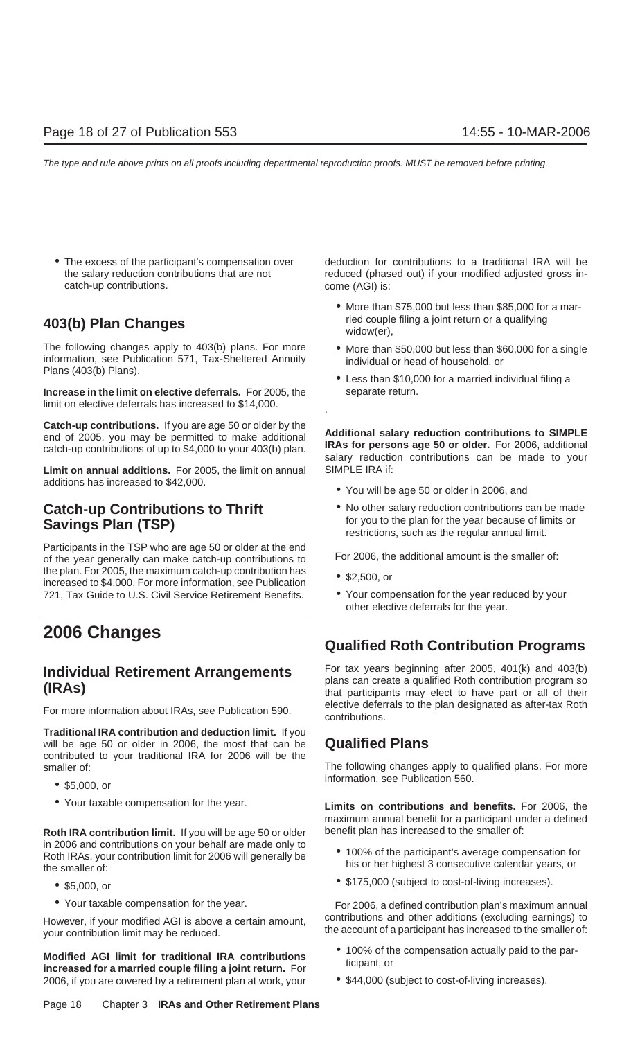- The excess of the participant's compensation over the salary reduction contributions that are not catch-up contributions.

## 403(b) Plan Changes

The following changes apply to 403(b) plans. For more information, see Publication 571, Tax-Sheltered Annuity Plans (403(b) Plans).

**Increase in the limit on elective deferrals.** For 2005, the limit on elective deferrals has increased to $14,000.

**Catch-up contributions.** If you are age 50 or older by the end of 2005, you may be permitted to make additional catch-up contributions of up to $4,000 to your 403(b) plan.

**Limit on annual additions.** For 2005, the limit on annual additions has increased to $42,000.

## Catch-up Contributions to Thrift Savings Plan (TSP)

Participants in the TSP who are age 50 or older at the end of the year generally can make catch-up contributions to the plan. For 2005, the maximum catch-up contribution has increased to $4,000. For more information, see Publication 721, Tax Guide to U.S. Civil Service Retirement Benefits.

# 2006 Changes

## Individual Retirement Arrangements (IRAs)

For more information about IRAs, see Publication 590.

**Traditional IRA contribution and deduction limit.** If you will be age 50 or older in 2006, the most that can be contributed to your traditional IRA for 2006 will be the smaller of:

- $5,000, or
- Your taxable compensation for the year.

**Roth IRA contribution limit.** If you will be age 50 or older in 2006 and contributions on your behalf are made only to Roth IRAs, your contribution limit for 2006 will generally be the smaller of:

- $5,000, or
- Your taxable compensation for the year.

However, if your modified AGI is above a certain amount, your contribution limit may be reduced.

**Modified AGI limit for traditional IRA contributions increased for a married couple filing a joint return.** For 2006, if you are covered by a retirement plan at work, your deduction for contributions to a traditional IRA will be reduced (phased out) if your modified adjusted gross income (AGI) is:

- More than $75,000 but less than $85,000 for a married couple filing a joint return or a qualifying widow(er),
- More than $50,000 but less than $60,000 for a single individual or head of household, or
- Less than $10,000 for a married individual filing a separate return.

**Additional salary reduction contributions to SIMPLE IRAs for persons age 50 or older.** For 2006, additional salary reduction contributions can be made to your SIMPLE IRA if:

- You will be age 50 or older in 2006, and
- No other salary reduction contributions can be made for you to the plan for the year because of limits or restrictions, such as the regular annual limit.

For 2006, the additional amount is the smaller of:

- $2,500, or
- Your compensation for the year reduced by your other elective deferrals for the year.

## Qualified Roth Contribution Programs

For tax years beginning after 2005, 401(k) and 403(b) plans can create a qualified Roth contribution program so that participants may elect to have part or all of their elective deferrals to the plan designated as after-tax Roth contributions.

## Qualified Plans

The following changes apply to qualified plans. For more information, see Publication 560.

**Limits on contributions and benefits.** For 2006, the maximum annual benefit for a participant under a defined benefit plan has increased to the smaller of:

- 100% of the participant's average compensation for his or her highest 3 consecutive calendar years, or
- $175,000 (subject to cost-of-living increases).

For 2006, a defined contribution plan's maximum annual contributions and other additions (excluding earnings) to the account of a participant has increased to the smaller of:

- 100% of the compensation actually paid to the participant, or
- $44,000 (subject to cost-of-living increases).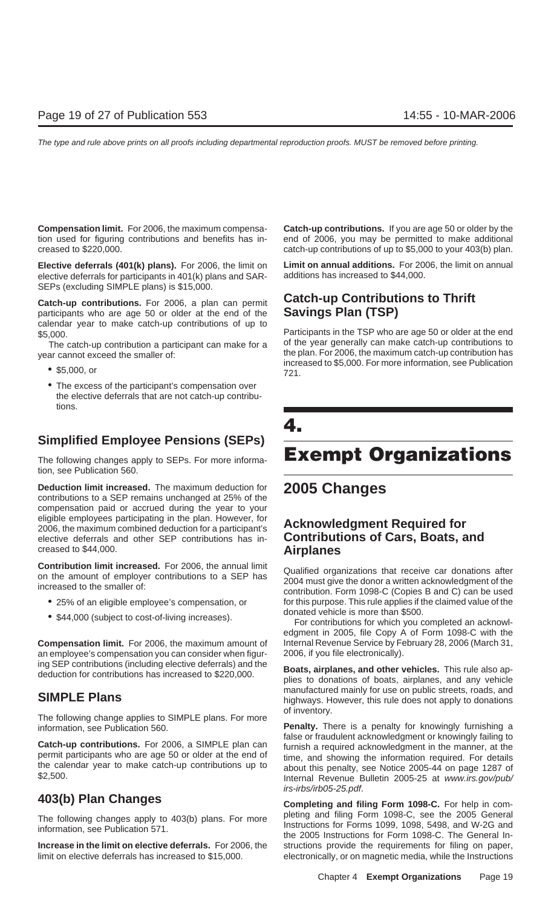**Compensation limit.** For 2006, the maximum compensation used for figuring contributions and benefits has increased to $220,000.

**Elective deferrals (401(k) plans).** For 2006, the limit on elective deferrals for participants in 401(k) plans and SARSEPs (excluding SIMPLE plans) is $15,000.

**Catch-up contributions.** For 2006, a plan can permit participants who are age 50 or older at the end of the calendar year to make catch-up contributions of up to $5,000.

The catch-up contribution a participant can make for a year cannot exceed the smaller of:

- $5,000, or
- The excess of the participant's compensation over the elective deferrals that are not catch-up contributions.

## Simplified Employee Pensions (SEPs)

The following changes apply to SEPs. For more information, see Publication 560.

**Deduction limit increased.** The maximum deduction for contributions to a SEP remains unchanged at 25% of the compensation paid or accrued during the year to your eligible employees participating in the plan. However, for 2006, the maximum combined deduction for a participant's elective deferrals and other SEP contributions has increased to $44,000.

**Contribution limit increased.** For 2006, the annual limit on the amount of employer contributions to a SEP has increased to the smaller of:

- 25% of an eligible employee's compensation, or
- $44,000 (subject to cost-of-living increases).

**Compensation limit.** For 2006, the maximum amount of an employee's compensation you can consider when figuring SEP contributions (including elective deferrals) and the deduction for contributions has increased to $220,000.

## SIMPLE Plans

The following change applies to SIMPLE plans. For more information, see Publication 560.

**Catch-up contributions.** For 2006, a SIMPLE plan can permit participants who are age 50 or older at the end of the calendar year to make catch-up contributions up to $2,500.

## 403(b) Plan Changes

The following changes apply to 403(b) plans. For more information, see Publication 571.

**Increase in the limit on elective deferrals.** For 2006, the limit on elective deferrals has increased to $15,000.

**Catch-up contributions.** If you are age 50 or older by the end of 2006, you may be permitted to make additional catch-up contributions of up to $5,000 to your 403(b) plan.

**Limit on annual additions.** For 2006, the limit on annual additions has increased to $44,000.

## Catch-up Contributions to Thrift Savings Plan (TSP)

Participants in the TSP who are age 50 or older at the end of the year generally can make catch-up contributions to the plan. For 2006, the maximum catch-up contribution has increased to $5,000. For more information, see Publication 721.

# 4. Exempt Organizations

## 2005 Changes

### Acknowledgment Required for Contributions of Cars, Boats, and Airplanes

Qualified organizations that receive car donations after 2004 must give the donor a written acknowledgment of the contribution. Form 1098-C (Copies B and C) can be used for this purpose. This rule applies if the claimed value of the donated vehicle is more than $500.

For contributions for which you completed an acknowledgment in 2005, file Copy A of Form 1098-C with the Internal Revenue Service by February 28, 2006 (March 31, 2006, if you file electronically).

**Boats, airplanes, and other vehicles.** This rule also applies to donations of boats, airplanes, and any vehicle manufactured mainly for use on public streets, roads, and highways. However, this rule does not apply to donations of inventory.

**Penalty.** There is a penalty for knowingly furnishing a false or fraudulent acknowledgment or knowingly failing to furnish a required acknowledgment in the manner, at the time, and showing the information required. For details about this penalty, see Notice 2005-44 on page 1287 of Internal Revenue Bulletin 2005-25 at *www.irs.gov/pub/irs-irbs/irb05-25.pdf*.

**Completing and filing Form 1098-C.** For help in completing and filing Form 1098-C, see the 2005 General Instructions for Forms 1099, 1098, 5498, and W-2G and the 2005 Instructions for Form 1098-C. The General Instructions provide the requirements for filing on paper, electronically, or on magnetic media, while the Instructions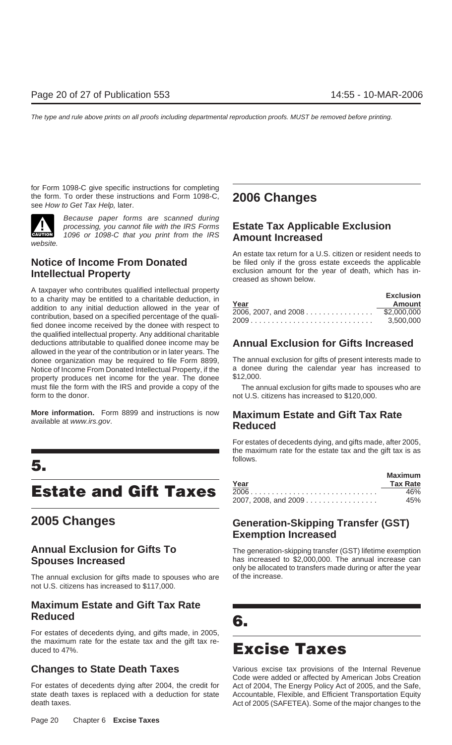for Form 1098-C give specific instructions for completing the form. To order these instructions and Form 1098-C, see *How to Get Tax Help,* later.

**CAUTION** *Because paper forms are scanned during processing, you cannot file with the IRS Forms 1096 or 1098-C that you print from the IRS website.*

## Notice of Income From Donated Intellectual Property

A taxpayer who contributes qualified intellectual property to a charity may be entitled to a charitable deduction, in addition to any initial deduction allowed in the year of contribution, based on a specified percentage of the qualified donee income received by the donee with respect to the qualified intellectual property. Any additional charitable deductions attributable to qualified donee income may be allowed in the year of the contribution or in later years. The donee organization may be required to file Form 8899, Notice of Income From Donated Intellectual Property, if the property produces net income for the year. The donee must file the form with the IRS and provide a copy of the form to the donor.

**More information.** Form 8899 and instructions is now available at *www.irs.gov*.

# 5. Estate and Gift Taxes

## 2005 Changes

### Annual Exclusion for Gifts To Spouses Increased

The annual exclusion for gifts made to spouses who are not U.S. citizens has increased to $117,000.

### Maximum Estate and Gift Tax Rate Reduced

For estates of decedents dying, and gifts made, in 2005, the maximum rate for the estate tax and the gift tax reduced to 47%.

### Changes to State Death Taxes

For estates of decedents dying after 2004, the credit for state death taxes is replaced with a deduction for state death taxes.

## 2006 Changes

### Estate Tax Applicable Exclusion Amount Increased

An estate tax return for a U.S. citizen or resident needs to be filed only if the gross estate exceeds the applicable exclusion amount for the year of death, which has increased as shown below.

| Year | Exclusion Amount |
|---|---|
| 2006, 2007, and 2008 | $2,000,000 |
| 2009 | 3,500,000 |

### Annual Exclusion for Gifts Increased

The annual exclusion for gifts of present interests made to a donee during the calendar year has increased to $12,000.

The annual exclusion for gifts made to spouses who are not U.S. citizens has increased to $120,000.

### Maximum Estate and Gift Tax Rate Reduced

For estates of decedents dying, and gifts made, after 2005, the maximum rate for the estate tax and the gift tax is as follows.

| Year | Maximum Tax Rate |
|---|---|
| 2006 | 46% |
| 2007, 2008, and 2009 | 45% |

### Generation-Skipping Transfer (GST) Exemption Increased

The generation-skipping transfer (GST) lifetime exemption has increased to $2,000,000. The annual increase can only be allocated to transfers made during or after the year of the increase.

# 6. Excise Taxes

Various excise tax provisions of the Internal Revenue Code were added or affected by American Jobs Creation Act of 2004, The Energy Policy Act of 2005, and the Safe, Accountable, Flexible, and Efficient Transportation Equity Act of 2005 (SAFETEA). Some of the major changes to the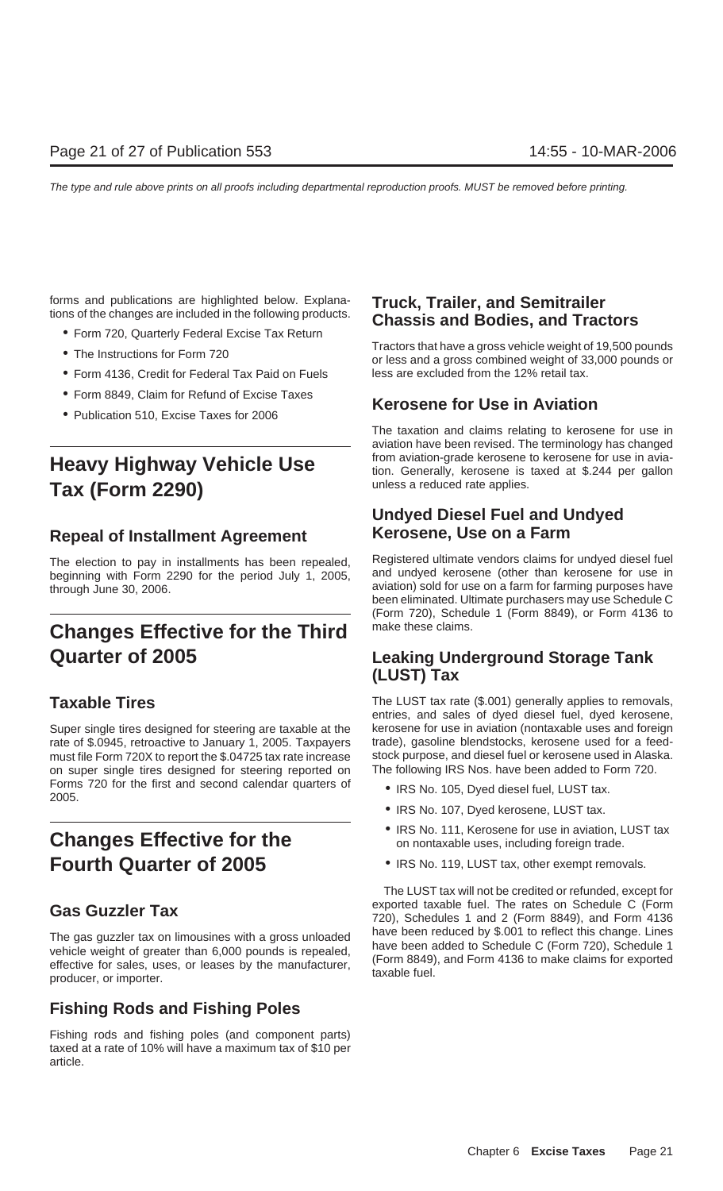forms and publications are highlighted below. Explanations of the changes are included in the following products.

- Form 720, Quarterly Federal Excise Tax Return
- The Instructions for Form 720
- Form 4136, Credit for Federal Tax Paid on Fuels
- Form 8849, Claim for Refund of Excise Taxes
- Publication 510, Excise Taxes for 2006

# Heavy Highway Vehicle Use Tax (Form 2290)

## Repeal of Installment Agreement

The election to pay in installments has been repealed, beginning with Form 2290 for the period July 1, 2005, through June 30, 2006.

# Changes Effective for the Third Quarter of 2005

## Taxable Tires

Super single tires designed for steering are taxable at the rate of $.0945, retroactive to January 1, 2005. Taxpayers must file Form 720X to report the $.04725 tax rate increase on super single tires designed for steering reported on Forms 720 for the first and second calendar quarters of 2005.

# Changes Effective for the Fourth Quarter of 2005

## Gas Guzzler Tax

The gas guzzler tax on limousines with a gross unloaded vehicle weight of greater than 6,000 pounds is repealed, effective for sales, uses, or leases by the manufacturer, producer, or importer.

## Fishing Rods and Fishing Poles

Fishing rods and fishing poles (and component parts) taxed at a rate of 10% will have a maximum tax of $10 per article.

## Truck, Trailer, and Semitrailer Chassis and Bodies, and Tractors

Tractors that have a gross vehicle weight of 19,500 pounds or less and a gross combined weight of 33,000 pounds or less are excluded from the 12% retail tax.

## Kerosene for Use in Aviation

The taxation and claims relating to kerosene for use in aviation have been revised. The terminology has changed from aviation-grade kerosene to kerosene for use in aviation. Generally, kerosene is taxed at $.244 per gallon unless a reduced rate applies.

## Undyed Diesel Fuel and Undyed Kerosene, Use on a Farm

Registered ultimate vendors claims for undyed diesel fuel and undyed kerosene (other than kerosene for use in aviation) sold for use on a farm for farming purposes have been eliminated. Ultimate purchasers may use Schedule C (Form 720), Schedule 1 (Form 8849), or Form 4136 to make these claims.

## Leaking Underground Storage Tank (LUST) Tax

The LUST tax rate ($.001) generally applies to removals, entries, and sales of dyed diesel fuel, dyed kerosene, kerosene for use in aviation (nontaxable uses and foreign trade), gasoline blendstocks, kerosene used for a feedstock purpose, and diesel fuel or kerosene used in Alaska. The following IRS Nos. have been added to Form 720.

- IRS No. 105, Dyed diesel fuel, LUST tax.
- IRS No. 107, Dyed kerosene, LUST tax.
- IRS No. 111, Kerosene for use in aviation, LUST tax on nontaxable uses, including foreign trade.
- IRS No. 119, LUST tax, other exempt removals.

The LUST tax will not be credited or refunded, except for exported taxable fuel. The rates on Schedule C (Form 720), Schedules 1 and 2 (Form 8849), and Form 4136 have been reduced by $.001 to reflect this change. Lines have been added to Schedule C (Form 720), Schedule 1 (Form 8849), and Form 4136 to make claims for exported taxable fuel.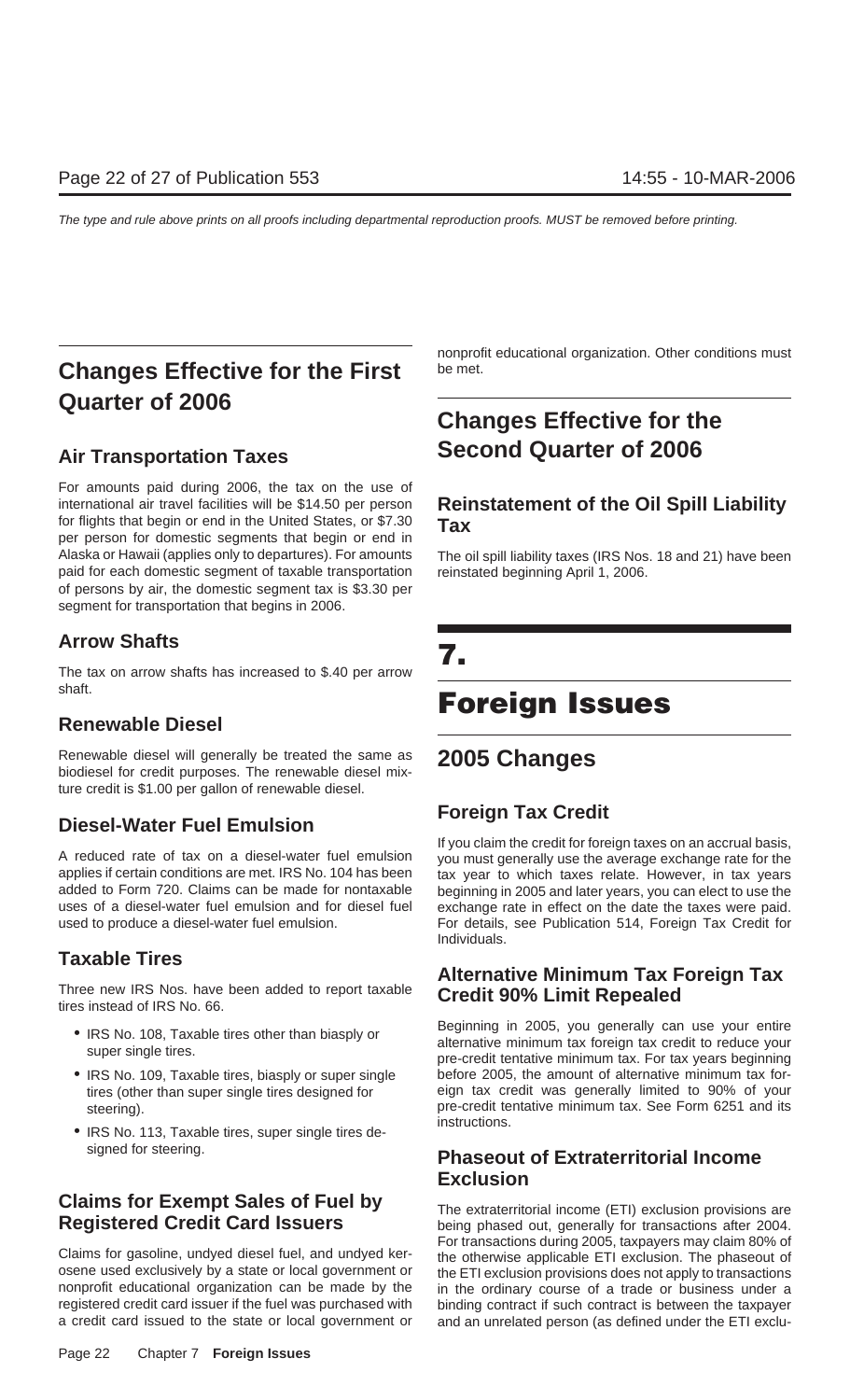## Changes Effective for the First Quarter of 2006

### Air Transportation Taxes

For amounts paid during 2006, the tax on the use of international air travel facilities will be $14.50 per person for flights that begin or end in the United States, or $7.30 per person for domestic segments that begin or end in Alaska or Hawaii (applies only to departures). For amounts paid for each domestic segment of taxable transportation of persons by air, the domestic segment tax is $3.30 per segment for transportation that begins in 2006.

### Arrow Shafts

The tax on arrow shafts has increased to $.40 per arrow shaft.

### Renewable Diesel

Renewable diesel will generally be treated the same as biodiesel for credit purposes. The renewable diesel mixture credit is $1.00 per gallon of renewable diesel.

### Diesel-Water Fuel Emulsion

A reduced rate of tax on a diesel-water fuel emulsion applies if certain conditions are met. IRS No. 104 has been added to Form 720. Claims can be made for nontaxable uses of a diesel-water fuel emulsion and for diesel fuel used to produce a diesel-water fuel emulsion.

### Taxable Tires

Three new IRS Nos. have been added to report taxable tires instead of IRS No. 66.

- IRS No. 108, Taxable tires other than biasply or super single tires.
- IRS No. 109, Taxable tires, biasply or super single tires (other than super single tires designed for steering).
- IRS No. 113, Taxable tires, super single tires designed for steering.

### Claims for Exempt Sales of Fuel by Registered Credit Card Issuers

Claims for gasoline, undyed diesel fuel, and undyed kerosene used exclusively by a state or local government or nonprofit educational organization can be made by the registered credit card issuer if the fuel was purchased with a credit card issued to the state or local government or nonprofit educational organization. Other conditions must be met.

## Changes Effective for the Second Quarter of 2006

### Reinstatement of the Oil Spill Liability Tax

The oil spill liability taxes (IRS Nos. 18 and 21) have been reinstated beginning April 1, 2006.

# 7. Foreign Issues

## 2005 Changes

### Foreign Tax Credit

If you claim the credit for foreign taxes on an accrual basis, you must generally use the average exchange rate for the tax year to which taxes relate. However, in tax years beginning in 2005 and later years, you can elect to use the exchange rate in effect on the date the taxes were paid. For details, see Publication 514, Foreign Tax Credit for Individuals.

### Alternative Minimum Tax Foreign Tax Credit 90% Limit Repealed

Beginning in 2005, you generally can use your entire alternative minimum tax foreign tax credit to reduce your pre-credit tentative minimum tax. For tax years beginning before 2005, the amount of alternative minimum tax foreign tax credit was generally limited to 90% of your pre-credit tentative minimum tax. See Form 6251 and its instructions.

### Phaseout of Extraterritorial Income Exclusion

The extraterritorial income (ETI) exclusion provisions are being phased out, generally for transactions after 2004. For transactions during 2005, taxpayers may claim 80% of the otherwise applicable ETI exclusion. The phaseout of the ETI exclusion provisions does not apply to transactions in the ordinary course of a trade or business under a binding contract if such contract is between the taxpayer and an unrelated person (as defined under the ETI exclu-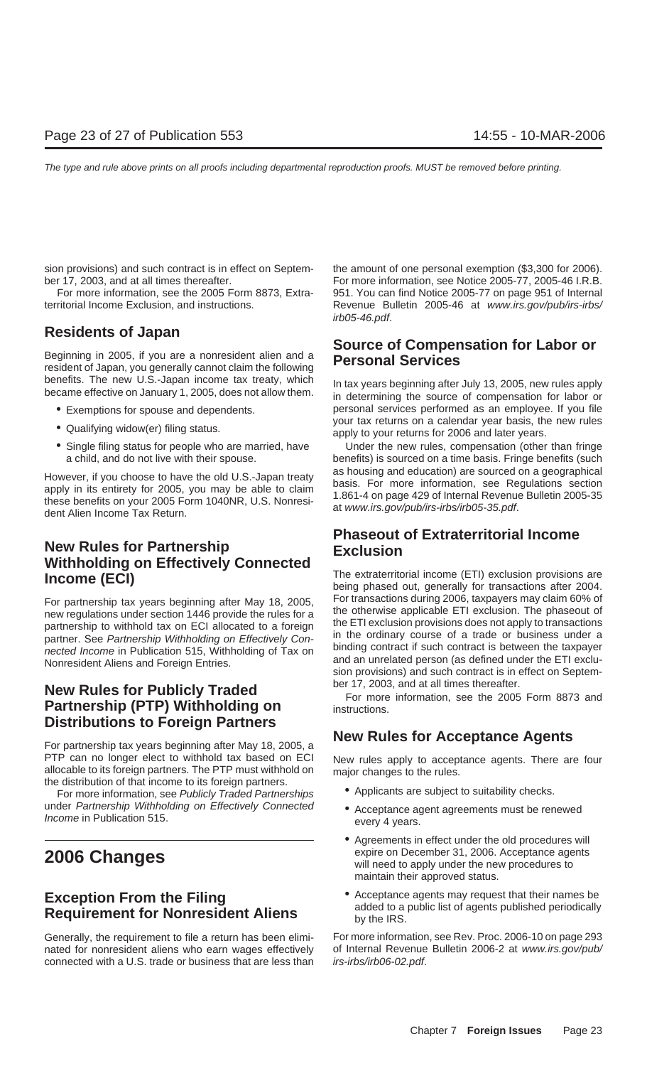sion provisions) and such contract is in effect on September 17, 2003, and at all times thereafter.

For more information, see the 2005 Form 8873, Extraterritorial Income Exclusion, and instructions.

## Residents of Japan

Beginning in 2005, if you are a nonresident alien and a resident of Japan, you generally cannot claim the following benefits. The new U.S.-Japan income tax treaty, which became effective on January 1, 2005, does not allow them.

- Exemptions for spouse and dependents.
- Qualifying widow(er) filing status.
- Single filing status for people who are married, have a child, and do not live with their spouse.

However, if you choose to have the old U.S.-Japan treaty apply in its entirety for 2005, you may be able to claim these benefits on your 2005 Form 1040NR, U.S. Nonresident Alien Income Tax Return.

## New Rules for Partnership Withholding on Effectively Connected Income (ECI)

For partnership tax years beginning after May 18, 2005, new regulations under section 1446 provide the rules for a partnership to withhold tax on ECI allocated to a foreign partner. See *Partnership Withholding on Effectively Connected Income* in Publication 515, Withholding of Tax on Nonresident Aliens and Foreign Entries.

## New Rules for Publicly Traded Partnership (PTP) Withholding on Distributions to Foreign Partners

For partnership tax years beginning after May 18, 2005, a PTP can no longer elect to withhold tax based on ECI allocable to its foreign partners. The PTP must withhold on the distribution of that income to its foreign partners.

For more information, see *Publicly Traded Partnerships* under *Partnership Withholding on Effectively Connected Income* in Publication 515.

# 2006 Changes

## Exception From the Filing Requirement for Nonresident Aliens

Generally, the requirement to file a return has been eliminated for nonresident aliens who earn wages effectively connected with a U.S. trade or business that are less than the amount of one personal exemption ($3,300 for 2006). For more information, see Notice 2005-77, 2005-46 I.R.B. 951. You can find Notice 2005-77 on page 951 of Internal Revenue Bulletin 2005-46 at *www.irs.gov/pub/irs-irbs/irb05-46.pdf*.

## Source of Compensation for Labor or Personal Services

In tax years beginning after July 13, 2005, new rules apply in determining the source of compensation for labor or personal services performed as an employee. If you file your tax returns on a calendar year basis, the new rules apply to your returns for 2006 and later years.

Under the new rules, compensation (other than fringe benefits) is sourced on a time basis. Fringe benefits (such as housing and education) are sourced on a geographical basis. For more information, see Regulations section 1.861-4 on page 429 of Internal Revenue Bulletin 2005-35 at *www.irs.gov/pub/irs-irbs/irb05-35.pdf*.

## Phaseout of Extraterritorial Income Exclusion

The extraterritorial income (ETI) exclusion provisions are being phased out, generally for transactions after 2004. For transactions during 2006, taxpayers may claim 60% of the otherwise applicable ETI exclusion. The phaseout of the ETI exclusion provisions does not apply to transactions in the ordinary course of a trade or business under a binding contract if such contract is between the taxpayer and an unrelated person (as defined under the ETI exclusion provisions) and such contract is in effect on September 17, 2003, and at all times thereafter.

For more information, see the 2005 Form 8873 and instructions.

## New Rules for Acceptance Agents

New rules apply to acceptance agents. There are four major changes to the rules.

- Applicants are subject to suitability checks.
- Acceptance agent agreements must be renewed every 4 years.
- Agreements in effect under the old procedures will expire on December 31, 2006. Acceptance agents will need to apply under the new procedures to maintain their approved status.
- Acceptance agents may request that their names be added to a public list of agents published periodically by the IRS.

For more information, see Rev. Proc. 2006-10 on page 293 of Internal Revenue Bulletin 2006-2 at *www.irs.gov/pub/irs-irbs/irb06-02.pdf*.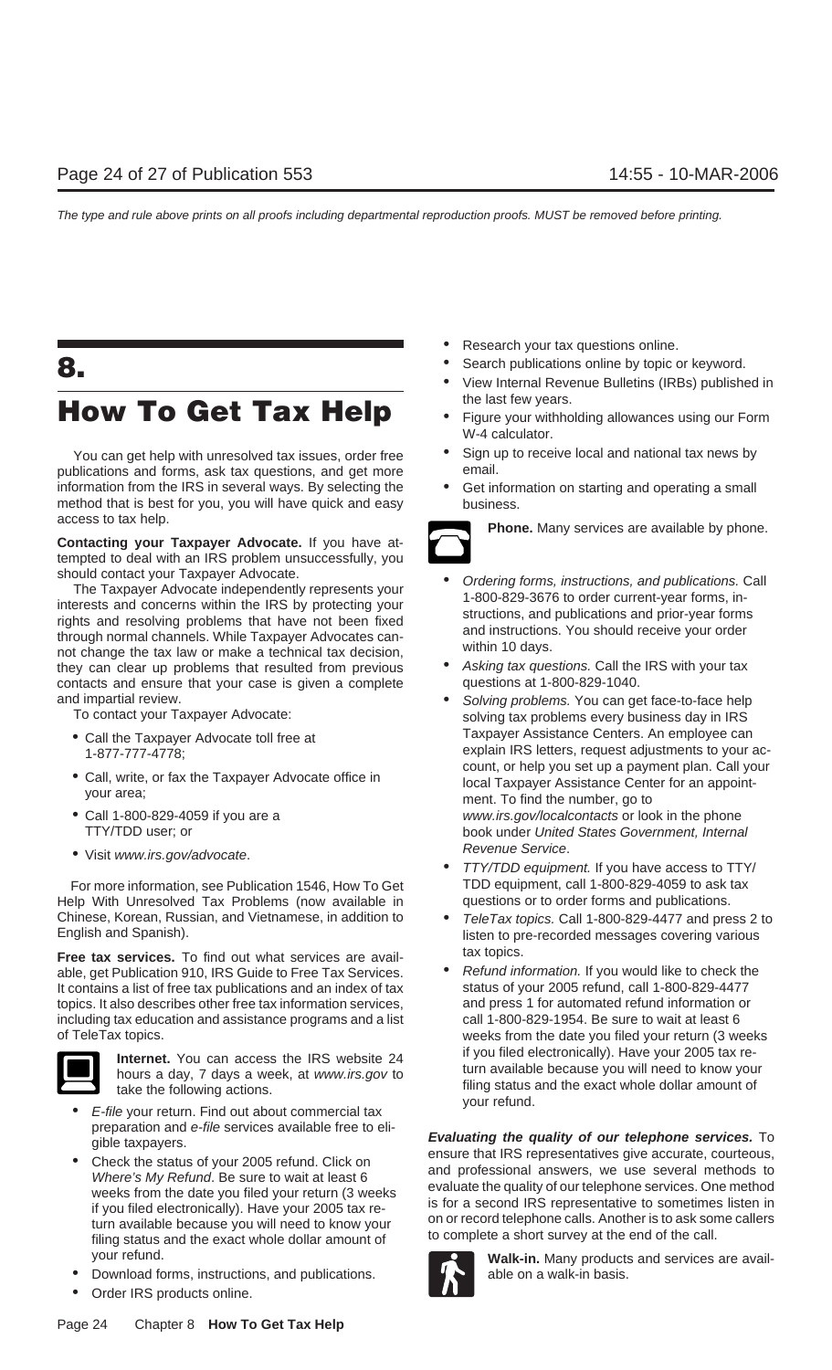# 8. How To Get Tax Help

You can get help with unresolved tax issues, order free publications and forms, ask tax questions, and get more information from the IRS in several ways. By selecting the method that is best for you, you will have quick and easy access to tax help.

**Contacting your Taxpayer Advocate.** If you have attempted to deal with an IRS problem unsuccessfully, you should contact your Taxpayer Advocate.

The Taxpayer Advocate independently represents your interests and concerns within the IRS by protecting your rights and resolving problems that have not been fixed through normal channels. While Taxpayer Advocates cannot change the tax law or make a technical tax decision, they can clear up problems that resulted from previous contacts and ensure that your case is given a complete and impartial review.

To contact your Taxpayer Advocate:

- Call the Taxpayer Advocate toll free at 1-877-777-4778;
- Call, write, or fax the Taxpayer Advocate office in your area;
- Call 1-800-829-4059 if you are a TTY/TDD user; or
- Visit *www.irs.gov/advocate*.

For more information, see Publication 1546, How To Get Help With Unresolved Tax Problems (now available in Chinese, Korean, Russian, and Vietnamese, in addition to English and Spanish).

**Free tax services.** To find out what services are available, get Publication 910, IRS Guide to Free Tax Services. It contains a list of free tax publications and an index of tax topics. It also describes other free tax information services, including tax education and assistance programs and a list of TeleTax topics.

**Internet.** You can access the IRS website 24 hours a day, 7 days a week, at *www.irs.gov* to take the following actions.

- *E-file* your return. Find out about commercial tax preparation and *e-file* services available free to eligible taxpayers.
- Check the status of your 2005 refund. Click on *Where's My Refund*. Be sure to wait at least 6 weeks from the date you filed your return (3 weeks if you filed electronically). Have your 2005 tax return available because you will need to know your filing status and the exact whole dollar amount of your refund.
- Download forms, instructions, and publications.
- Order IRS products online.
- Research your tax questions online.
- Search publications online by topic or keyword.
- View Internal Revenue Bulletins (IRBs) published in the last few years.
- Figure your withholding allowances using our Form W-4 calculator.
- Sign up to receive local and national tax news by email.
- Get information on starting and operating a small business.

**Phone.** Many services are available by phone.

- *Ordering forms, instructions, and publications.* Call 1-800-829-3676 to order current-year forms, instructions, and publications and prior-year forms and instructions. You should receive your order within 10 days.
- *Asking tax questions.* Call the IRS with your tax questions at 1-800-829-1040.
- *Solving problems.* You can get face-to-face help solving tax problems every business day in IRS Taxpayer Assistance Centers. An employee can explain IRS letters, request adjustments to your account, or help you set up a payment plan. Call your local Taxpayer Assistance Center for an appointment. To find the number, go to *www.irs.gov/localcontacts* or look in the phone book under *United States Government, Internal Revenue Service*.
- *TTY/TDD equipment.* If you have access to TTY/TDD equipment, call 1-800-829-4059 to ask tax questions or to order forms and publications.
- *TeleTax topics.* Call 1-800-829-4477 and press 2 to listen to pre-recorded messages covering various tax topics.
- *Refund information.* If you would like to check the status of your 2005 refund, call 1-800-829-4477 and press 1 for automated refund information or call 1-800-829-1954. Be sure to wait at least 6 weeks from the date you filed your return (3 weeks if you filed electronically). Have your 2005 tax return available because you will need to know your filing status and the exact whole dollar amount of your refund.

***Evaluating the quality of our telephone services.*** To ensure that IRS representatives give accurate, courteous, and professional answers, we use several methods to evaluate the quality of our telephone services. One method is for a second IRS representative to sometimes listen in on or record telephone calls. Another is to ask some callers to complete a short survey at the end of the call.

**Walk-in.** Many products and services are available on a walk-in basis.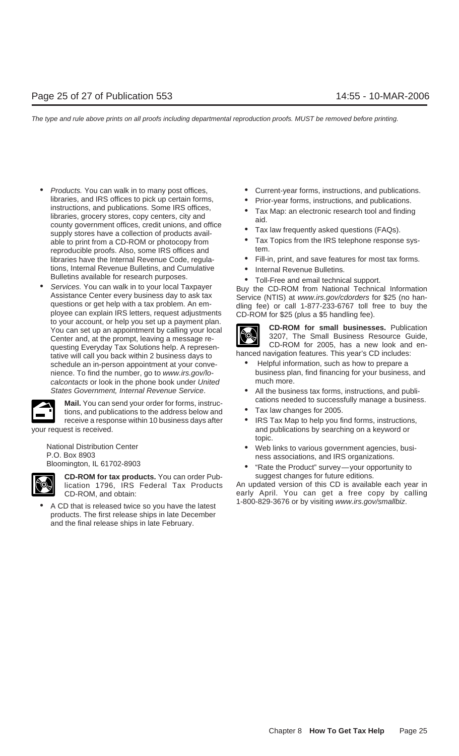- *Products.* You can walk in to many post offices, libraries, and IRS offices to pick up certain forms, instructions, and publications. Some IRS offices, libraries, grocery stores, copy centers, city and county government offices, credit unions, and office supply stores have a collection of products available to print from a CD-ROM or photocopy from reproducible proofs. Also, some IRS offices and libraries have the Internal Revenue Code, regulations, Internal Revenue Bulletins, and Cumulative Bulletins available for research purposes.
- *Services.* You can walk in to your local Taxpayer Assistance Center every business day to ask tax questions or get help with a tax problem. An employee can explain IRS letters, request adjustments to your account, or help you set up a payment plan. You can set up an appointment by calling your local Center and, at the prompt, leaving a message requesting Everyday Tax Solutions help. A representative will call you back within 2 business days to schedule an in-person appointment at your convenience. To find the number, go to *www.irs.gov/localcontacts* or look in the phone book under *United States Government, Internal Revenue Service*.

**Mail.** You can send your order for forms, instructions, and publications to the address below and receive a response within 10 business days after your request is received.

National Distribution Center
P.O. Box 8903
Bloomington, IL 61702-8903

**CD-ROM for tax products.** You can order Publication 1796, IRS Federal Tax Products CD-ROM, and obtain:

- A CD that is released twice so you have the latest products. The first release ships in late December and the final release ships in late February.
- Current-year forms, instructions, and publications.
- Prior-year forms, instructions, and publications.
- Tax Map: an electronic research tool and finding aid.
- Tax law frequently asked questions (FAQs).
- Tax Topics from the IRS telephone response system.
- Fill-in, print, and save features for most tax forms.
- Internal Revenue Bulletins.
- Toll-Free and email technical support.

Buy the CD-ROM from National Technical Information Service (NTIS) at *www.irs.gov/cdorders* for $25 (no handling fee) or call 1-877-233-6767 toll free to buy the CD-ROM for $25 (plus a $5 handling fee).

**CD-ROM for small businesses.** Publication 3207, The Small Business Resource Guide, CD-ROM for 2005, has a new look and enhanced navigation features. This year's CD includes:

- Helpful information, such as how to prepare a business plan, find financing for your business, and much more.
- All the business tax forms, instructions, and publications needed to successfully manage a business.
- Tax law changes for 2005.
- IRS Tax Map to help you find forms, instructions, and publications by searching on a keyword or topic.
- Web links to various government agencies, business associations, and IRS organizations.
- "Rate the Product" survey—your opportunity to suggest changes for future editions.

An updated version of this CD is available each year in early April. You can get a free copy by calling 1-800-829-3676 or by visiting *www.irs.gov/smallbiz*.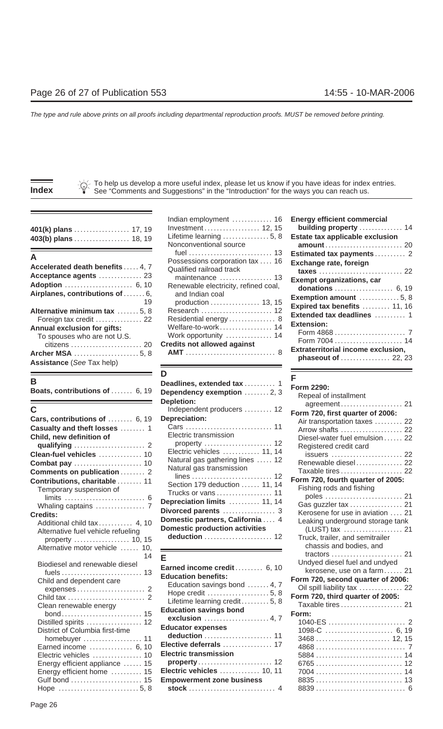The type and rule above prints on all proofs including departmental reproduction proofs. MUST be removed before printing.

# Index

To help us develop a more useful index, please let us know if you have ideas for index entries. See "Comments and Suggestions" in the "Introduction" for the ways you can reach us.

**401(k) plans** .......... 17, 19
**403(b) plans** .......... 18, 19

## A

**Accelerated death benefits** ..... 4, 7
**Acceptance agents** .......... 23
**Adoption** .......... 6, 10
**Airplanes, contributions of** ....... 6, 19
**Alternative minimum tax** ....... 5, 8
- Foreign tax credit .......... 22

**Annual exclusion for gifts:**
- To spouses who are not U.S. citizens .......... 20

**Archer MSA** .......... 5, 8
**Assistance** (*See* Tax help)

## B

**Boats, contributions of** ....... 6, 19

## C

**Cars, contributions of** ........ 6, 19
**Casualty and theft losses** ........ 1
**Child, new definition of qualifying** .......... 2
**Clean-fuel vehicles** .......... 10
**Combat pay** .......... 10
**Comments on publication** ........ 2
**Contributions, charitable** ........ 11
- Temporary suspension of limits .......... 6
- Whaling captains .......... 7

**Credits:**
- Additional child tax .......... 4, 10
- Alternative fuel vehicle refueling property .......... 10, 15
- Alternative motor vehicle ...... 10, 14
- Biodiesel and renewable diesel fuels .......... 13
- Child and dependent care expenses .......... 2
- Child tax .......... 2
- Clean renewable energy bond .......... 15
- Distilled spirits .......... 12
- District of Columbia first-time homebuyer .......... 11
- Earned income .......... 6, 10
- Electric vehicles .......... 10
- Energy efficient appliance ...... 15
- Energy efficient home .......... 15
- Gulf bond .......... 15
- Hope .......... 5, 8
- Indian employment .......... 16
- Investment .......... 12, 15
- Lifetime learning .......... 5, 8
- Nonconventional source fuel .......... 13
- Possessions corporation tax .... 16
- Qualified railroad track maintenance .......... 13
- Renewable electricity, refined coal, and Indian coal production .......... 13, 15
- Research .......... 12
- Residential energy .......... 8
- Welfare-to-work .......... 14
- Work opportunity .......... 14

**Credits not allowed against AMT** .......... 8

## D

**Deadlines, extended tax** .......... 1
**Dependency exemption** ........ 2, 3
**Depletion:**
- Independent producers .......... 12

**Depreciation:**
- Cars .......... 11
- Electric transmission property .......... 12
- Electric vehicles .......... 11, 14
- Natural gas gathering lines ..... 12
- Natural gas transmission lines .......... 12
- Section 179 deduction ...... 11, 14
- Trucks or vans .......... 11

**Depreciation limits** .......... 11, 14
**Divorced parents** .......... 3
**Domestic partners, California** .... 4
**Domestic production activities deduction** .......... 12

## E

**Earned income credit** ......... 6, 10
**Education benefits:**
- Education savings bond ....... 4, 7
- Hope credit .......... 5, 8
- Lifetime learning credit ......... 5, 8

**Education savings bond exclusion** .......... 4, 7
**Educator expenses deduction** .......... 11
**Elective deferrals** .......... 17
**Electric transmission property** .......... 12
**Electric vehicles** .......... 10, 11
**Empowerment zone business stock** .......... 4
**Energy efficient commercial building property** .......... 14
**Estate tax applicable exclusion amount** .......... 20
**Estimated tax payments** .......... 2
**Exchange rate, foreign taxes** .......... 22
**Exempt organizations, car donations** .......... 6, 19
**Exemption amount** .......... 5, 8
**Expired tax benefits** ......... 11, 16
**Extended tax deadlines** .......... 1
**Extension:**
- Form 4868 .......... 7
- Form 7004 .......... 14

**Extraterritorial income exclusion, phaseout of** .......... 22, 23

## F

**Form 2290:**
- Repeal of installment agreement .......... 21

**Form 720, first quarter of 2006:**
- Air transportation taxes .......... 22
- Arrow shafts .......... 22
- Diesel-water fuel emulsion ...... 22
- Registered credit card issuers .......... 22
- Renewable diesel .......... 22
- Taxable tires .......... 22

**Form 720, fourth quarter of 2005:**
- Fishing rods and fishing poles .......... 21
- Gas guzzler tax .......... 21
- Kerosene for use in aviation .... 21
- Leaking underground storage tank (LUST) tax .......... 21
- Truck, trailer, and semitrailer chassis and bodies, and tractors .......... 21
- Undyed diesel fuel and undyed kerosene, use on a farm ...... 21

**Form 720, second quarter of 2006:**
- Oil spill liability tax .......... 22

**Form 720, third quarter of 2005:**
- Taxable tires .......... 21

**Form:**
- 1040-ES .......... 2
- 1098-C .......... 6, 19
- 3468 .......... 12, 15
- 4868 .......... 7
- 5884 .......... 14
- 6765 .......... 12
- 7004 .......... 14
- 8835 .......... 13
- 8839 .......... 6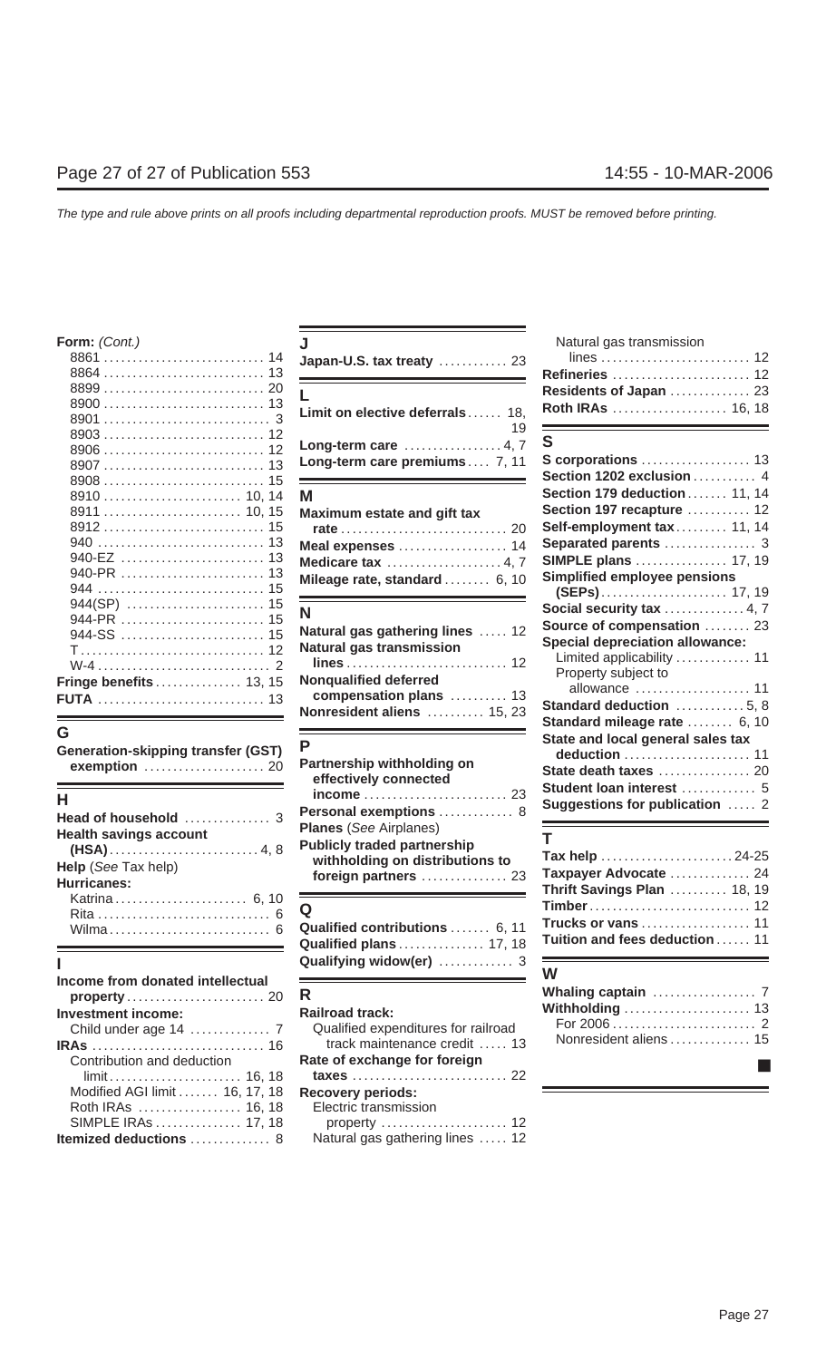**Form:** *(Cont.)*
- 8861 .......... 14
- 8864 .......... 13
- 8899 .......... 20
- 8900 .......... 13
- 8901 .......... 3
- 8903 .......... 12
- 8906 .......... 12
- 8907 .......... 13
- 8908 .......... 15
- 8910 .......... 10, 14
- 8911 .......... 10, 15
- 8912 .......... 15
- 940 .......... 13
- 940-EZ .......... 13
- 940-PR .......... 13
- 944 .......... 15
- 944(SP) .......... 15
- 944-PR .......... 15
- 944-SS .......... 15
- T .......... 12
- W-4 .......... 2

**Fringe benefits** .......... 13, 15
**FUTA** .......... 13

## G

**Generation-skipping transfer (GST) exemption** .......... 20

## H

**Head of household** .......... 3
**Health savings account (HSA)** .......... 4, 8
**Help** (*See* Tax help)
**Hurricanes:**
- Katrina .......... 6, 10
- Rita .......... 6
- Wilma .......... 6

## I

**Income from donated intellectual property** .......... 20
**Investment income:**
- Child under age 14 .......... 7

**IRAs** .......... 16
- Contribution and deduction limit .......... 16, 18
- Modified AGI limit .......... 16, 17, 18
- Roth IRAs .......... 16, 18
- SIMPLE IRAs .......... 17, 18

**Itemized deductions** .......... 8

## J

**Japan-U.S. tax treaty** .......... 23

## L

**Limit on elective deferrals** .......... 18, 19
**Long-term care** .......... 4, 7
**Long-term care premiums** .......... 7, 11

## M

**Maximum estate and gift tax rate** .......... 20
**Meal expenses** .......... 14
**Medicare tax** .......... 4, 7
**Mileage rate, standard** .......... 6, 10

## N

**Natural gas gathering lines** .......... 12
**Natural gas transmission lines** .......... 12
**Nonqualified deferred compensation plans** .......... 13
**Nonresident aliens** .......... 15, 23

## P

**Partnership withholding on effectively connected income** .......... 23
**Personal exemptions** .......... 8
**Planes** (*See* Airplanes)
**Publicly traded partnership withholding on distributions to foreign partners** .......... 23

## Q

**Qualified contributions** .......... 6, 11
**Qualified plans** .......... 17, 18
**Qualifying widow(er)** .......... 3

## R

**Railroad track:**
- Qualified expenditures for railroad track maintenance credit .......... 13

**Rate of exchange for foreign taxes** .......... 22
**Recovery periods:**
- Electric transmission property .......... 12
- Natural gas gathering lines .......... 12
- Natural gas transmission lines .......... 12

**Refineries** .......... 12
**Residents of Japan** .......... 23
**Roth IRAs** .......... 16, 18

## S

**S corporations** .......... 13
**Section 1202 exclusion** .......... 4
**Section 179 deduction** .......... 11, 14
**Section 197 recapture** .......... 12
**Self-employment tax** .......... 11, 14
**Separated parents** .......... 3
**SIMPLE plans** .......... 17, 19
**Simplified employee pensions (SEPs)** .......... 17, 19
**Social security tax** .......... 4, 7
**Source of compensation** .......... 23
**Special depreciation allowance:**
- Limited applicability .......... 11
- Property subject to allowance .......... 11

**Standard deduction** .......... 5, 8
**Standard mileage rate** .......... 6, 10
**State and local general sales tax deduction** .......... 11
**State death taxes** .......... 20
**Student loan interest** .......... 5
**Suggestions for publication** .......... 2

## T

**Tax help** .......... 24-25
**Taxpayer Advocate** .......... 24
**Thrift Savings Plan** .......... 18, 19
**Timber** .......... 12
**Trucks or vans** .......... 11
**Tuition and fees deduction** .......... 11

## W

**Whaling captain** .......... 7
**Withholding** .......... 13
- For 2006 .......... 2
- Nonresident aliens .......... 15

■